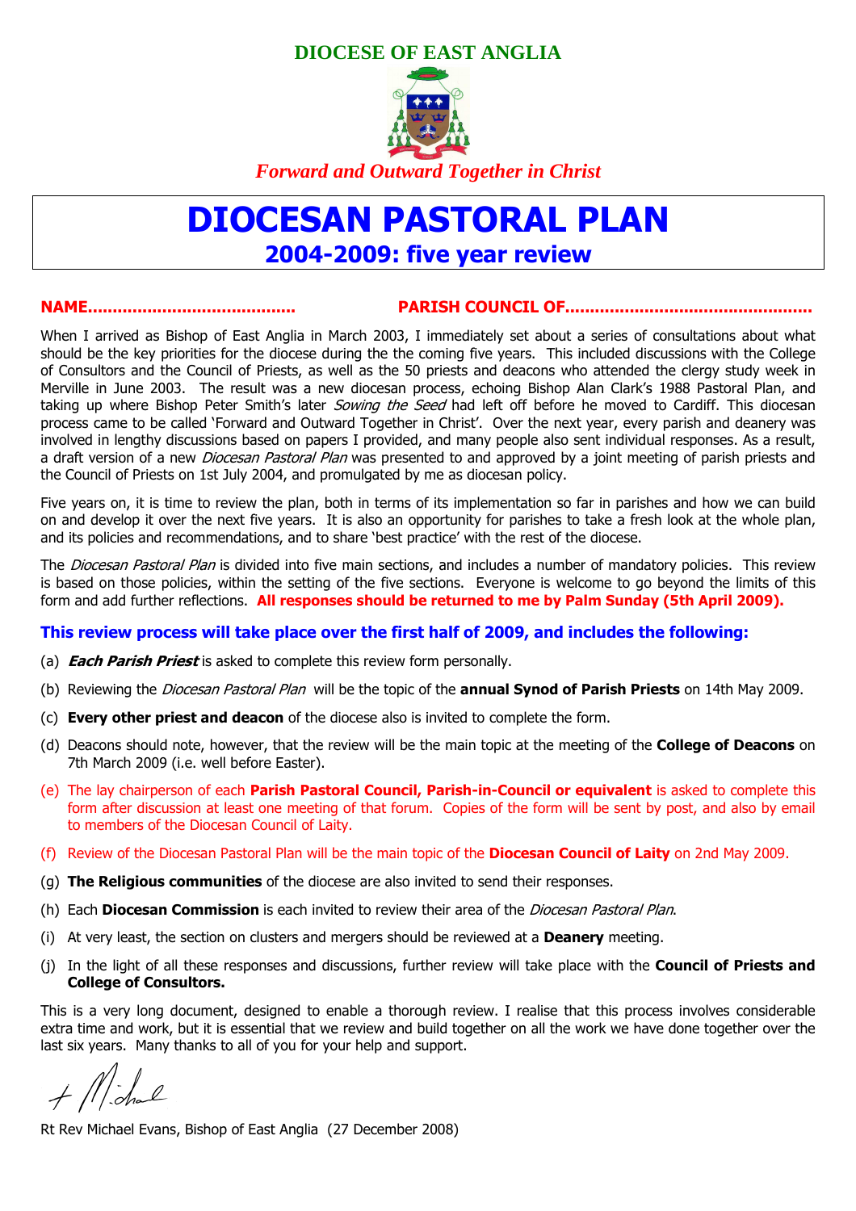**DIOCESE OF EAST ANGLIA**

*Forward and Outward Together in Christ*

# DIOCESAN PASTORAL PLAN

## 2004-2009: five year review

**NAME.........................................** **PARISH COUNCIL OF................................................**

When I arrived as Bishop of East Anglia in March 2003, I immediately set about a series of consultations about what should be the key priorities for the diocese during the the coming five years. This included discussions with the College of Consultors and the Council of Priests, as well as the 50 priests and deacons who attended the clergy study week in Merville in June 2003. The result was a new diocesan process, echoing Bishop Alan Clark's 1988 Pastoral Plan, and taking up where Bishop Peter Smith's later *Sowing the Seed* had left off before he moved to Cardiff. This diocesan process came to be called 'Forward and Outward Together in Christ'. Over the next year, every parish and deanery was involved in lengthy discussions based on papers I provided, and many people also sent individual responses. As a result, a draft version of a new *Diocesan Pastoral Plan* was presented to and approved by a joint meeting of parish priests and the Council of Priests on 1st July 2004, and promulgated by me as diocesan policy.

Five years on, it is time to review the plan, both in terms of its implementation so far in parishes and how we can build on and develop it over the next five years. It is also an opportunity for parishes to take a fresh look at the whole plan, and its policies and recommendations, and to share 'best practice' with the rest of the diocese.

The *Diocesan Pastoral Plan* is divided into five main sections, and includes a number of mandatory policies. This review is based on those policies, within the setting of the five sections. Everyone is welcome to go beyond the limits of this form and add further reflections. **All responses should be returned to me by Palm Sunday (5th April 2009).**

**This review process will take place over the first half of 2009, and includes the following:**

(a) ***Each Parish Priest*** is asked to complete this review form personally.

(b) Reviewing the *Diocesan Pastoral Plan* will be the topic of the **annual Synod of Parish Priests** on 14th May 2009.

(c) **Every other priest and deacon** of the diocese also is invited to complete the form.

(d) Deacons should note, however, that the review will be the main topic at the meeting of the **College of Deacons** on 7th March 2009 (i.e. well before Easter).

(e) The lay chairperson of each **Parish Pastoral Council, Parish-in-Council or equivalent** is asked to complete this form after discussion at least one meeting of that forum. Copies of the form will be sent by post, and also by email to members of the Diocesan Council of Laity.

(f) Review of the Diocesan Pastoral Plan will be the main topic of the **Diocesan Council of Laity** on 2nd May 2009.

(g) **The Religious communities** of the diocese are also invited to send their responses.

(h) Each **Diocesan Commission** is each invited to review their area of the *Diocesan Pastoral Plan*.

(i) At very least, the section on clusters and mergers should be reviewed at a **Deanery** meeting.

(j) In the light of all these responses and discussions, further review will take place with the **Council of Priests and College of Consultors.**

This is a very long document, designed to enable a thorough review. I realise that this process involves considerable extra time and work, but it is essential that we review and build together on all the work we have done together over the last six years. Many thanks to all of you for your help and support.

+ Michael

Rt Rev Michael Evans, Bishop of East Anglia (27 December 2008)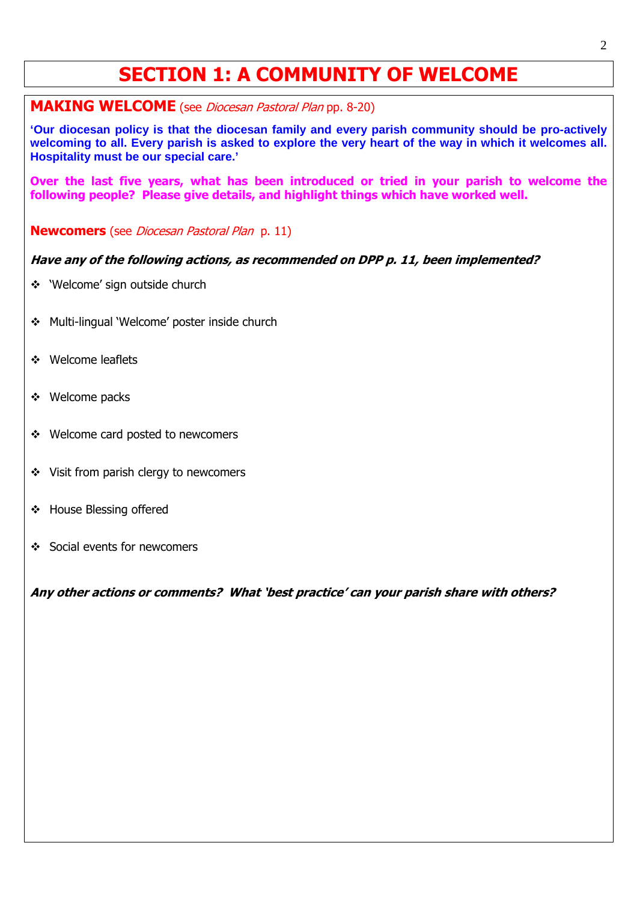# SECTION 1: A COMMUNITY OF WELCOME

## MAKING WELCOME (see *Diocesan Pastoral Plan* pp. 8-20)

**'Our diocesan policy is that the diocesan family and every parish community should be pro-actively welcoming to all. Every parish is asked to explore the very heart of the way in which it welcomes all. Hospitality must be our special care.'**

**Over the last five years, what has been introduced or tried in your parish to welcome the following people? Please give details, and highlight things which have worked well.**

### Newcomers (see *Diocesan Pastoral Plan* p. 11)

***Have any of the following actions, as recommended on DPP p. 11, been implemented?***

- 'Welcome' sign outside church
- Multi-lingual 'Welcome' poster inside church
- Welcome leaflets
- Welcome packs
- Welcome card posted to newcomers
- Visit from parish clergy to newcomers
- House Blessing offered
- Social events for newcomers

***Any other actions or comments? What 'best practice' can your parish share with others?***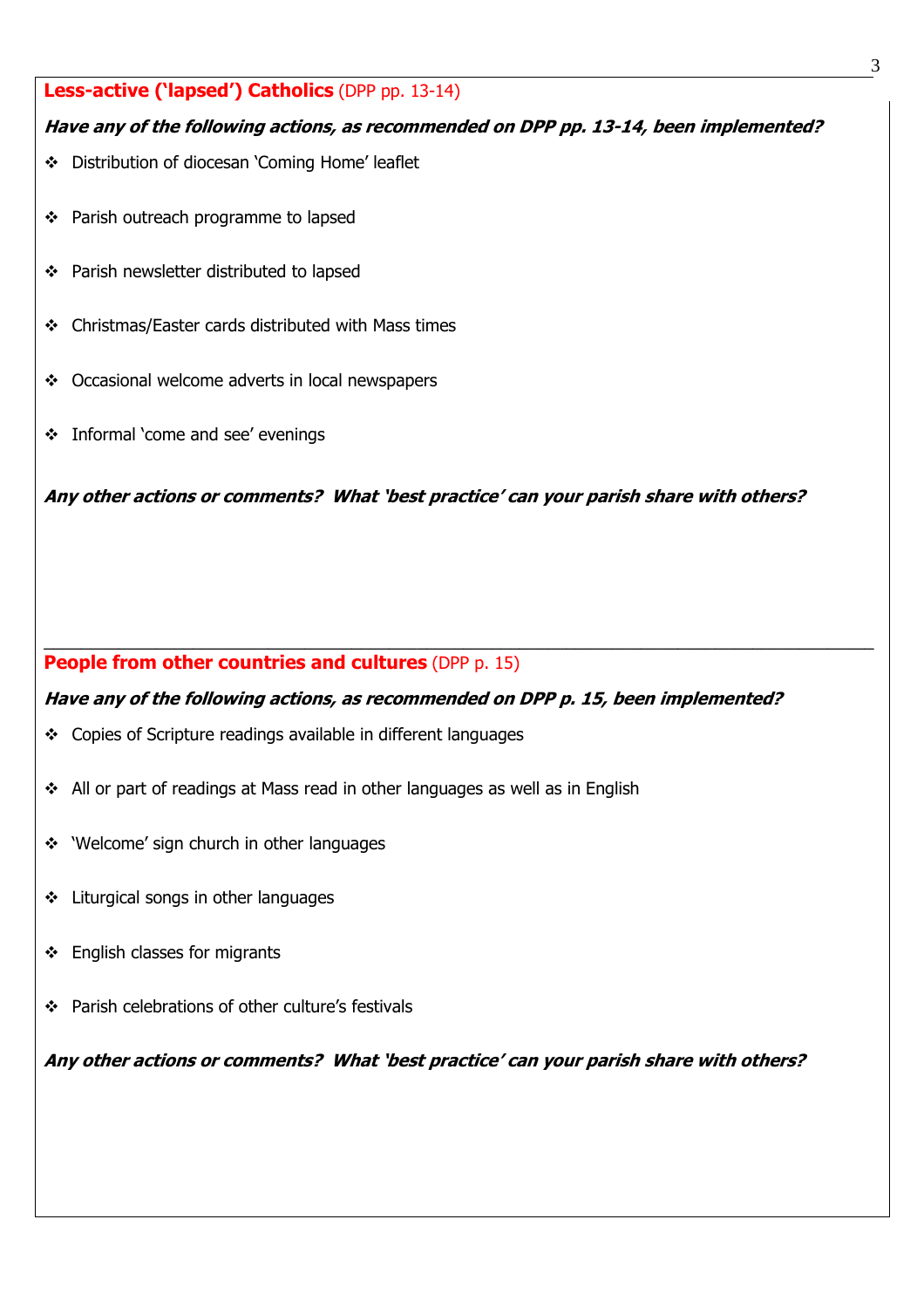## **Less-active ('lapsed') Catholics** (DPP pp. 13-14)

***Have any of the following actions, as recommended on DPP pp. 13-14, been implemented?***

- Distribution of diocesan 'Coming Home' leaflet
- Parish outreach programme to lapsed
- Parish newsletter distributed to lapsed
- Christmas/Easter cards distributed with Mass times
- Occasional welcome adverts in local newspapers
- Informal 'come and see' evenings

***Any other actions or comments? What 'best practice' can your parish share with others?***

---

## **People from other countries and cultures** (DPP p. 15)

***Have any of the following actions, as recommended on DPP p. 15, been implemented?***

- Copies of Scripture readings available in different languages
- All or part of readings at Mass read in other languages as well as in English
- 'Welcome' sign church in other languages
- Liturgical songs in other languages
- English classes for migrants
- Parish celebrations of other culture's festivals

***Any other actions or comments? What 'best practice' can your parish share with others?***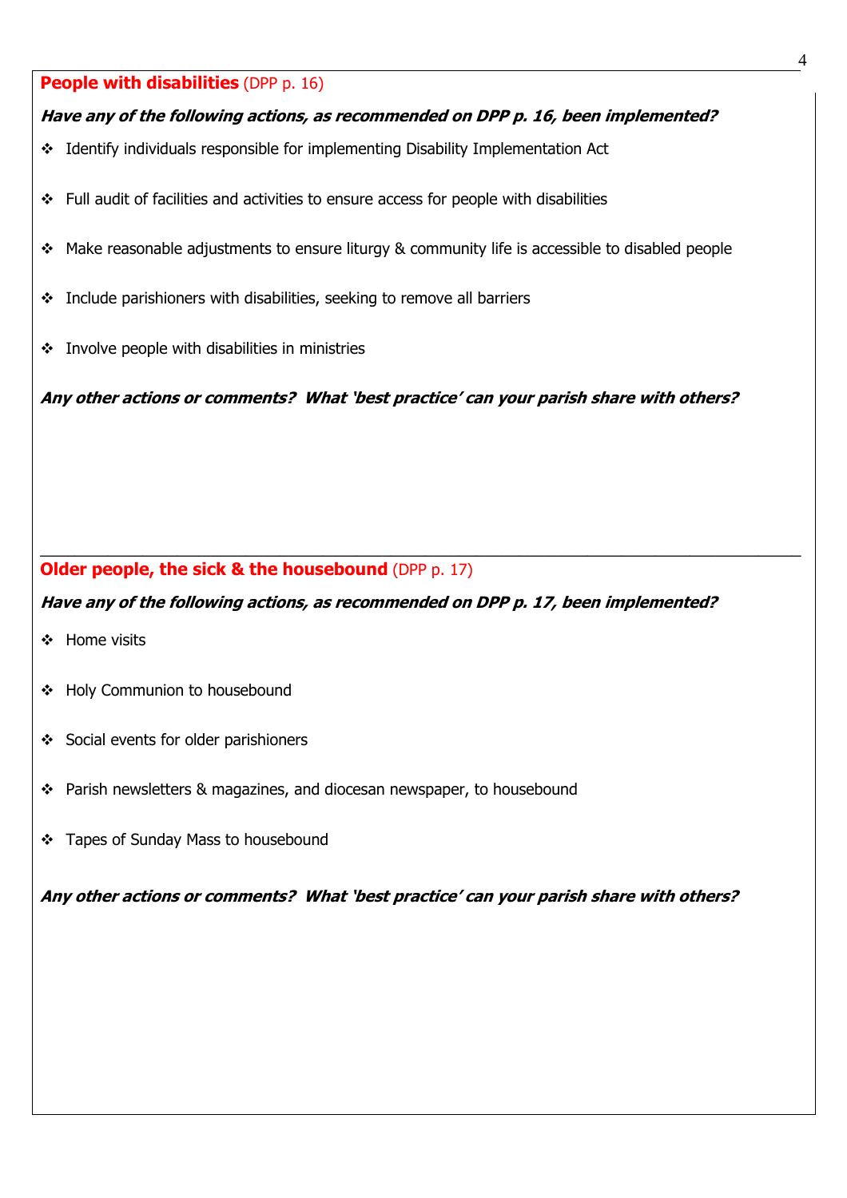## **People with disabilities** (DPP p. 16)

***Have any of the following actions, as recommended on DPP p. 16, been implemented?***

- Identify individuals responsible for implementing Disability Implementation Act
- Full audit of facilities and activities to ensure access for people with disabilities
- Make reasonable adjustments to ensure liturgy & community life is accessible to disabled people
- Include parishioners with disabilities, seeking to remove all barriers
- Involve people with disabilities in ministries

***Any other actions or comments? What 'best practice' can your parish share with others?***

---

## **Older people, the sick & the housebound** (DPP p. 17)

***Have any of the following actions, as recommended on DPP p. 17, been implemented?***

- Home visits
- Holy Communion to housebound
- Social events for older parishioners
- Parish newsletters & magazines, and diocesan newspaper, to housebound
- Tapes of Sunday Mass to housebound

***Any other actions or comments? What 'best practice' can your parish share with others?***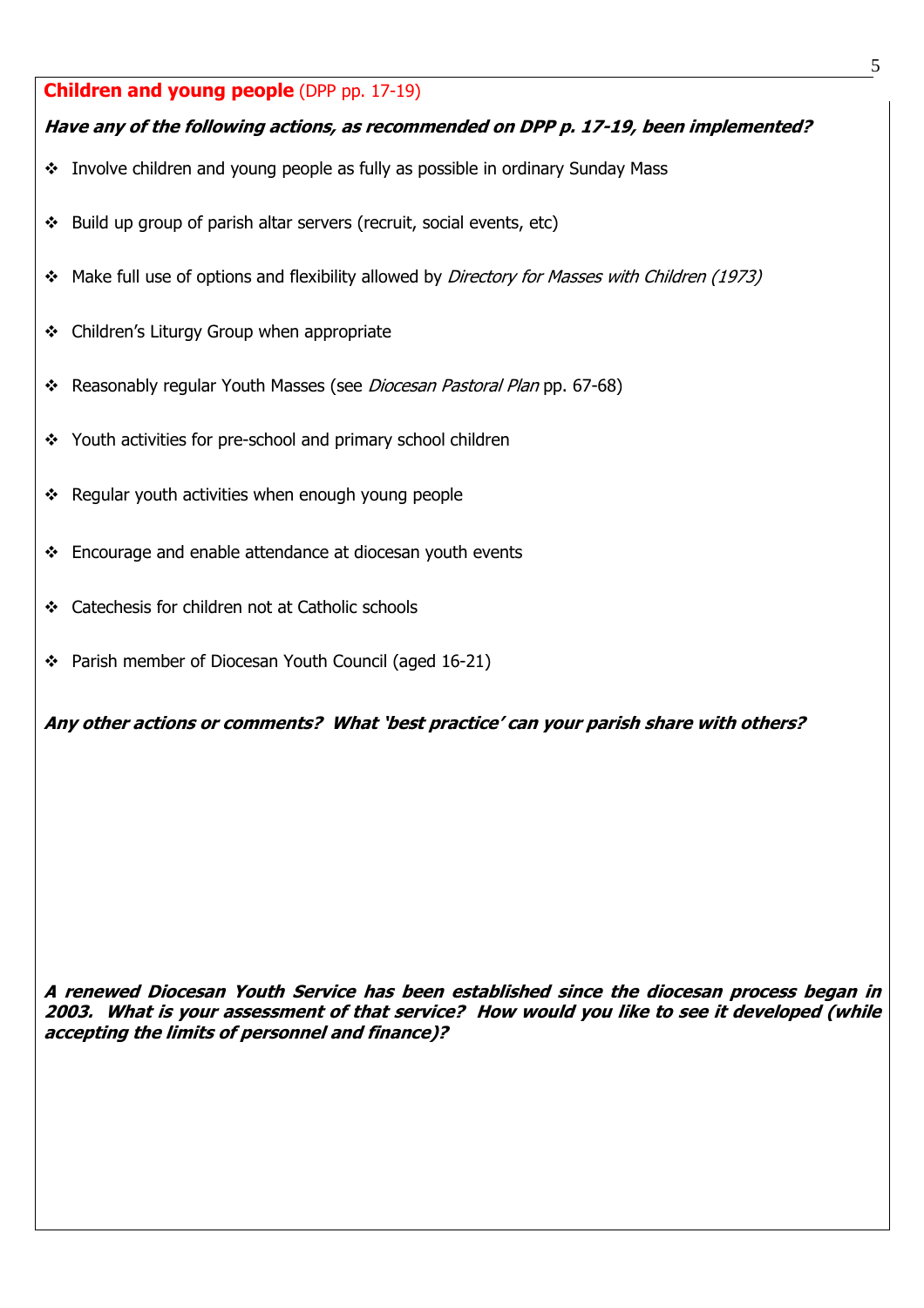## Children and young people (DPP pp. 17-19)

***Have any of the following actions, as recommended on DPP p. 17-19, been implemented?***

- Involve children and young people as fully as possible in ordinary Sunday Mass
- Build up group of parish altar servers (recruit, social events, etc)
- Make full use of options and flexibility allowed by *Directory for Masses with Children (1973)*
- Children's Liturgy Group when appropriate
- Reasonably regular Youth Masses (see *Diocesan Pastoral Plan* pp. 67-68)
- Youth activities for pre-school and primary school children
- Regular youth activities when enough young people
- Encourage and enable attendance at diocesan youth events
- Catechesis for children not at Catholic schools
- Parish member of Diocesan Youth Council (aged 16-21)

***Any other actions or comments? What 'best practice' can your parish share with others?***

***A renewed Diocesan Youth Service has been established since the diocesan process began in 2003. What is your assessment of that service? How would you like to see it developed (while accepting the limits of personnel and finance)?***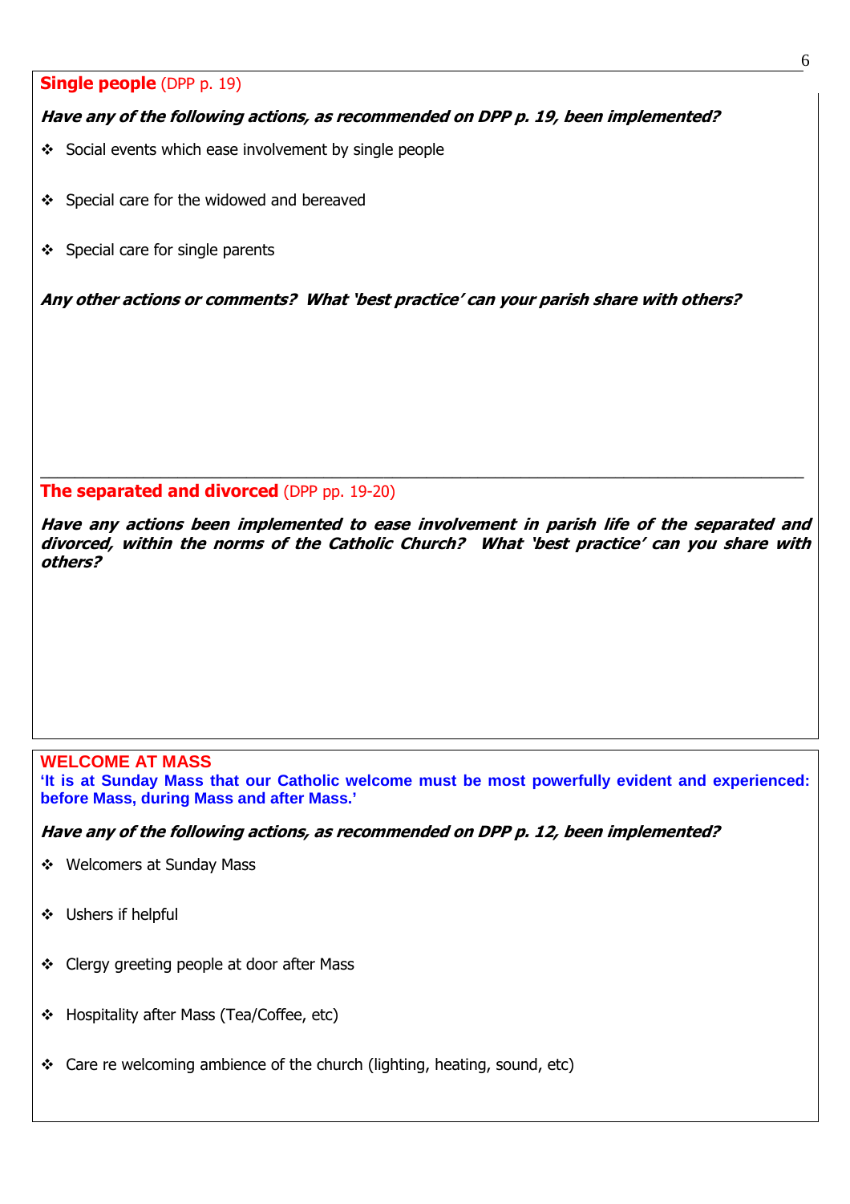## Single people (DPP p. 19)

***Have any of the following actions, as recommended on DPP p. 19, been implemented?***

- Social events which ease involvement by single people
- Special care for the widowed and bereaved
- Special care for single parents

***Any other actions or comments? What 'best practice' can your parish share with others?***

---

## The separated and divorced (DPP pp. 19-20)

***Have any actions been implemented to ease involvement in parish life of the separated and divorced, within the norms of the Catholic Church? What 'best practice' can you share with others?***

## WELCOME AT MASS

**'It is at Sunday Mass that our Catholic welcome must be most powerfully evident and experienced: before Mass, during Mass and after Mass.'**

***Have any of the following actions, as recommended on DPP p. 12, been implemented?***

- Welcomers at Sunday Mass
- Ushers if helpful
- Clergy greeting people at door after Mass
- Hospitality after Mass (Tea/Coffee, etc)
- Care re welcoming ambience of the church (lighting, heating, sound, etc)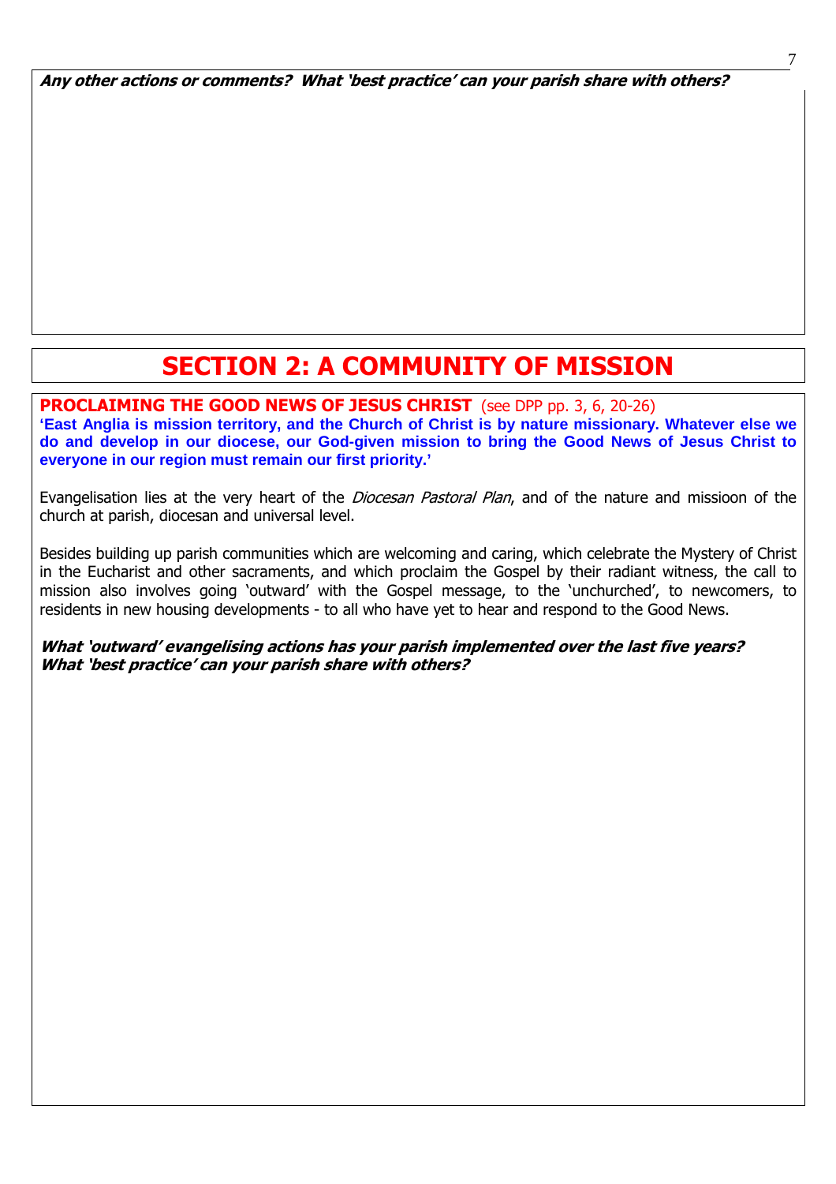***Any other actions or comments? What 'best practice' can your parish share with others?***

# SECTION 2: A COMMUNITY OF MISSION

**PROCLAIMING THE GOOD NEWS OF JESUS CHRIST** (see DPP pp. 3, 6, 20-26)

**'East Anglia is mission territory, and the Church of Christ is by nature missionary. Whatever else we do and develop in our diocese, our God-given mission to bring the Good News of Jesus Christ to everyone in our region must remain our first priority.'**

Evangelisation lies at the very heart of the *Diocesan Pastoral Plan*, and of the nature and missioon of the church at parish, diocesan and universal level.

Besides building up parish communities which are welcoming and caring, which celebrate the Mystery of Christ in the Eucharist and other sacraments, and which proclaim the Gospel by their radiant witness, the call to mission also involves going 'outward' with the Gospel message, to the 'unchurched', to newcomers, to residents in new housing developments - to all who have yet to hear and respond to the Good News.

***What 'outward' evangelising actions has your parish implemented over the last five years?***
***What 'best practice' can your parish share with others?***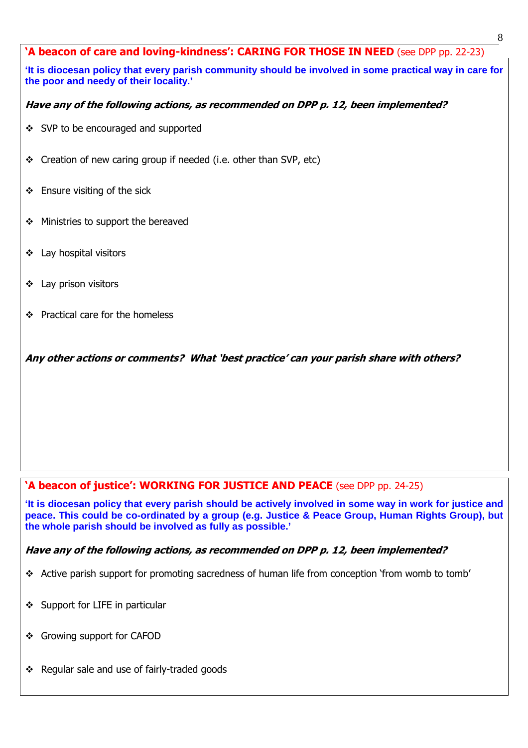## 'A beacon of care and loving-kindness': CARING FOR THOSE IN NEED (see DPP pp. 22-23)

**'It is diocesan policy that every parish community should be involved in some practical way in care for the poor and needy of their locality.'**

***Have any of the following actions, as recommended on DPP p. 12, been implemented?***

- SVP to be encouraged and supported
- Creation of new caring group if needed (i.e. other than SVP, etc)
- Ensure visiting of the sick
- Ministries to support the bereaved
- Lay hospital visitors
- Lay prison visitors
- Practical care for the homeless

***Any other actions or comments? What 'best practice' can your parish share with others?***

## 'A beacon of justice': WORKING FOR JUSTICE AND PEACE (see DPP pp. 24-25)

**'It is diocesan policy that every parish should be actively involved in some way in work for justice and peace. This could be co-ordinated by a group (e.g. Justice & Peace Group, Human Rights Group), but the whole parish should be involved as fully as possible.'**

***Have any of the following actions, as recommended on DPP p. 12, been implemented?***

- Active parish support for promoting sacredness of human life from conception 'from womb to tomb'
- Support for LIFE in particular
- Growing support for CAFOD
- Regular sale and use of fairly-traded goods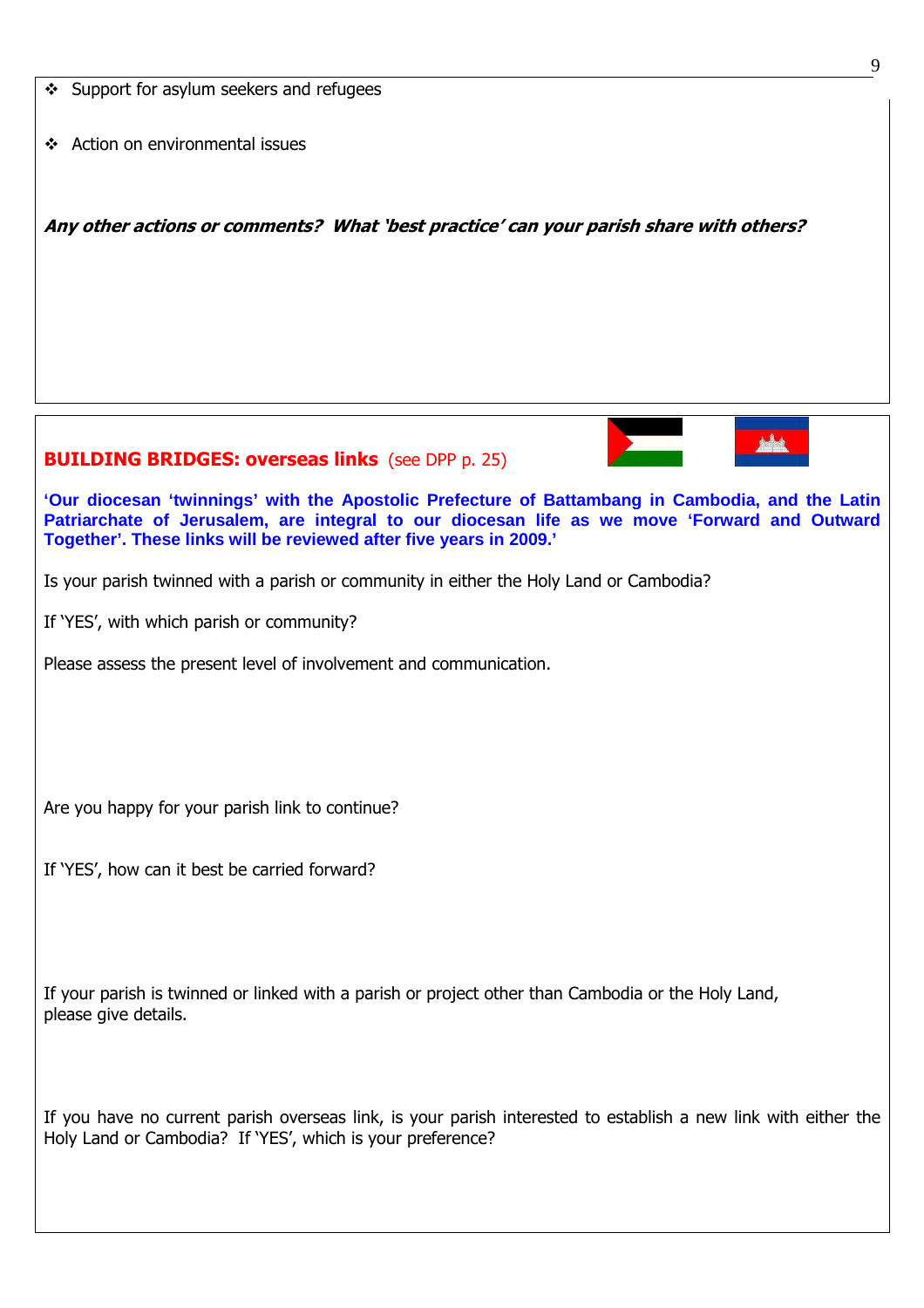- Support for asylum seekers and refugees

- Action on environmental issues

***Any other actions or comments? What 'best practice' can your parish share with others?***

## BUILDING BRIDGES: overseas links (see DPP p. 25)

**'Our diocesan 'twinnings' with the Apostolic Prefecture of Battambang in Cambodia, and the Latin Patriarchate of Jerusalem, are integral to our diocesan life as we move 'Forward and Outward Together'. These links will be reviewed after five years in 2009.'**

Is your parish twinned with a parish or community in either the Holy Land or Cambodia?

If 'YES', with which parish or community?

Please assess the present level of involvement and communication.

Are you happy for your parish link to continue?

If 'YES', how can it best be carried forward?

If your parish is twinned or linked with a parish or project other than Cambodia or the Holy Land, please give details.

If you have no current parish overseas link, is your parish interested to establish a new link with either the Holy Land or Cambodia? If 'YES', which is your preference?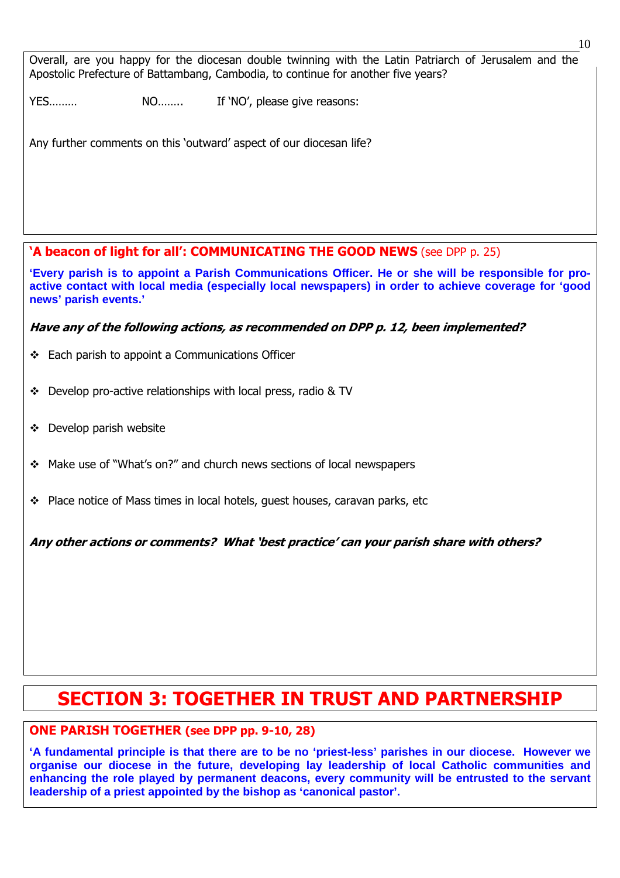Overall, are you happy for the diocesan double twinning with the Latin Patriarch of Jerusalem and the Apostolic Prefecture of Battambang, Cambodia, to continue for another five years?

YES……… NO…….. If 'NO', please give reasons:

Any further comments on this 'outward' aspect of our diocesan life?

**'A beacon of light for all': COMMUNICATING THE GOOD NEWS** (see DPP p. 25)

**'Every parish is to appoint a Parish Communications Officer. He or she will be responsible for pro-active contact with local media (especially local newspapers) in order to achieve coverage for 'good news' parish events.'**

***Have any of the following actions, as recommended on DPP p. 12, been implemented?***

- Each parish to appoint a Communications Officer
- Develop pro-active relationships with local press, radio & TV
- Develop parish website
- Make use of "What's on?" and church news sections of local newspapers
- Place notice of Mass times in local hotels, guest houses, caravan parks, etc

***Any other actions or comments? What 'best practice' can your parish share with others?***

# SECTION 3: TOGETHER IN TRUST AND PARTNERSHIP

**ONE PARISH TOGETHER (see DPP pp. 9-10, 28)**

**'A fundamental principle is that there are to be no 'priest-less' parishes in our diocese. However we organise our diocese in the future, developing lay leadership of local Catholic communities and enhancing the role played by permanent deacons, every community will be entrusted to the servant leadership of a priest appointed by the bishop as 'canonical pastor'.**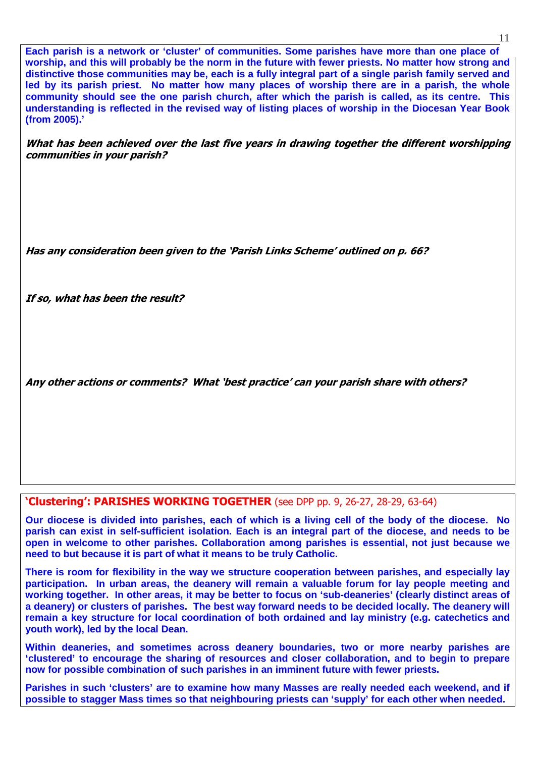**Each parish is a network or 'cluster' of communities. Some parishes have more than one place of worship, and this will probably be the norm in the future with fewer priests. No matter how strong and distinctive those communities may be, each is a fully integral part of a single parish family served and led by its parish priest. No matter how many places of worship there are in a parish, the whole community should see the one parish church, after which the parish is called, as its centre. This understanding is reflected in the revised way of listing places of worship in the Diocesan Year Book (from 2005).'**

***What has been achieved over the last five years in drawing together the different worshipping communities in your parish?***

***Has any consideration been given to the 'Parish Links Scheme' outlined on p. 66?***

***If so, what has been the result?***

***Any other actions or comments? What 'best practice' can your parish share with others?***

## 'Clustering': PARISHES WORKING TOGETHER (see DPP pp. 9, 26-27, 28-29, 63-64)

**Our diocese is divided into parishes, each of which is a living cell of the body of the diocese. No parish can exist in self-sufficient isolation. Each is an integral part of the diocese, and needs to be open in welcome to other parishes. Collaboration among parishes is essential, not just because we need to but because it is part of what it means to be truly Catholic.**

**There is room for flexibility in the way we structure cooperation between parishes, and especially lay participation. In urban areas, the deanery will remain a valuable forum for lay people meeting and working together. In other areas, it may be better to focus on 'sub-deaneries' (clearly distinct areas of a deanery) or clusters of parishes. The best way forward needs to be decided locally. The deanery will remain a key structure for local coordination of both ordained and lay ministry (e.g. catechetics and youth work), led by the local Dean.**

**Within deaneries, and sometimes across deanery boundaries, two or more nearby parishes are 'clustered' to encourage the sharing of resources and closer collaboration, and to begin to prepare now for possible combination of such parishes in an imminent future with fewer priests.**

**Parishes in such 'clusters' are to examine how many Masses are really needed each weekend, and if possible to stagger Mass times so that neighbouring priests can 'supply' for each other when needed.**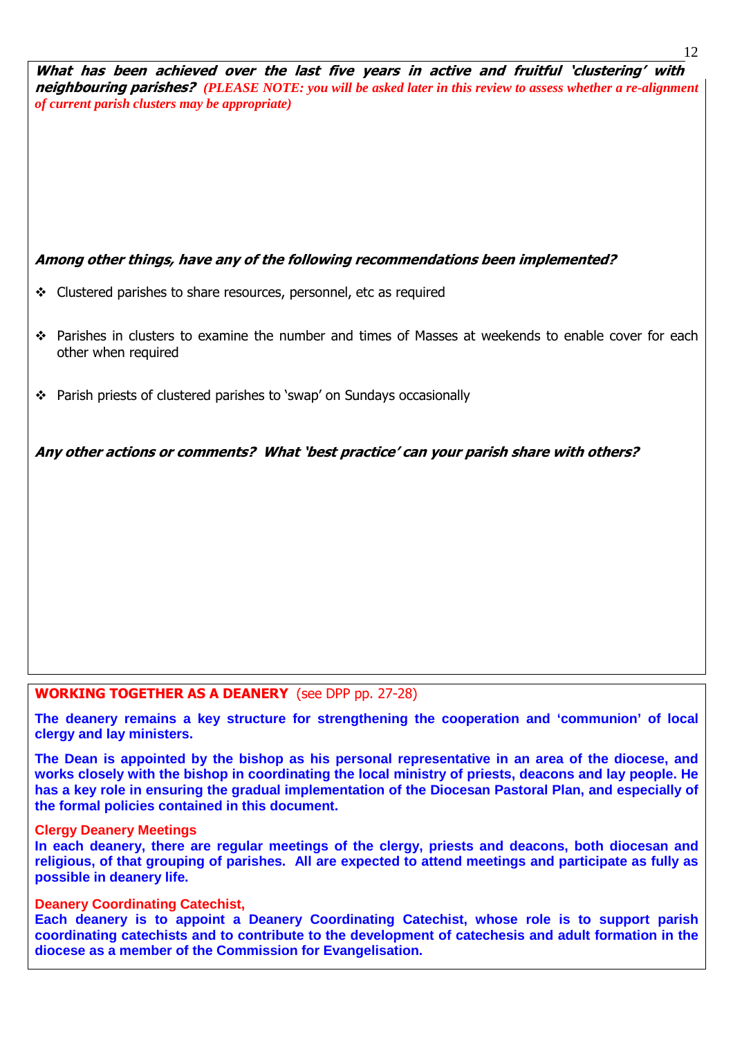***What has been achieved over the last five years in active and fruitful 'clustering' with neighbouring parishes?*** ***(PLEASE NOTE: you will be asked later in this review to assess whether a re-alignment of current parish clusters may be appropriate)***

***Among other things, have any of the following recommendations been implemented?***

- Clustered parishes to share resources, personnel, etc as required
- Parishes in clusters to examine the number and times of Masses at weekends to enable cover for each other when required
- Parish priests of clustered parishes to 'swap' on Sundays occasionally

***Any other actions or comments? What 'best practice' can your parish share with others?***

## WORKING TOGETHER AS A DEANERY (see DPP pp. 27-28)

**The deanery remains a key structure for strengthening the cooperation and 'communion' of local clergy and lay ministers.**

**The Dean is appointed by the bishop as his personal representative in an area of the diocese, and works closely with the bishop in coordinating the local ministry of priests, deacons and lay people. He has a key role in ensuring the gradual implementation of the Diocesan Pastoral Plan, and especially of the formal policies contained in this document.**

### Clergy Deanery Meetings

**In each deanery, there are regular meetings of the clergy, priests and deacons, both diocesan and religious, of that grouping of parishes. All are expected to attend meetings and participate as fully as possible in deanery life.**

### Deanery Coordinating Catechist,

**Each deanery is to appoint a Deanery Coordinating Catechist, whose role is to support parish coordinating catechists and to contribute to the development of catechesis and adult formation in the diocese as a member of the Commission for Evangelisation.**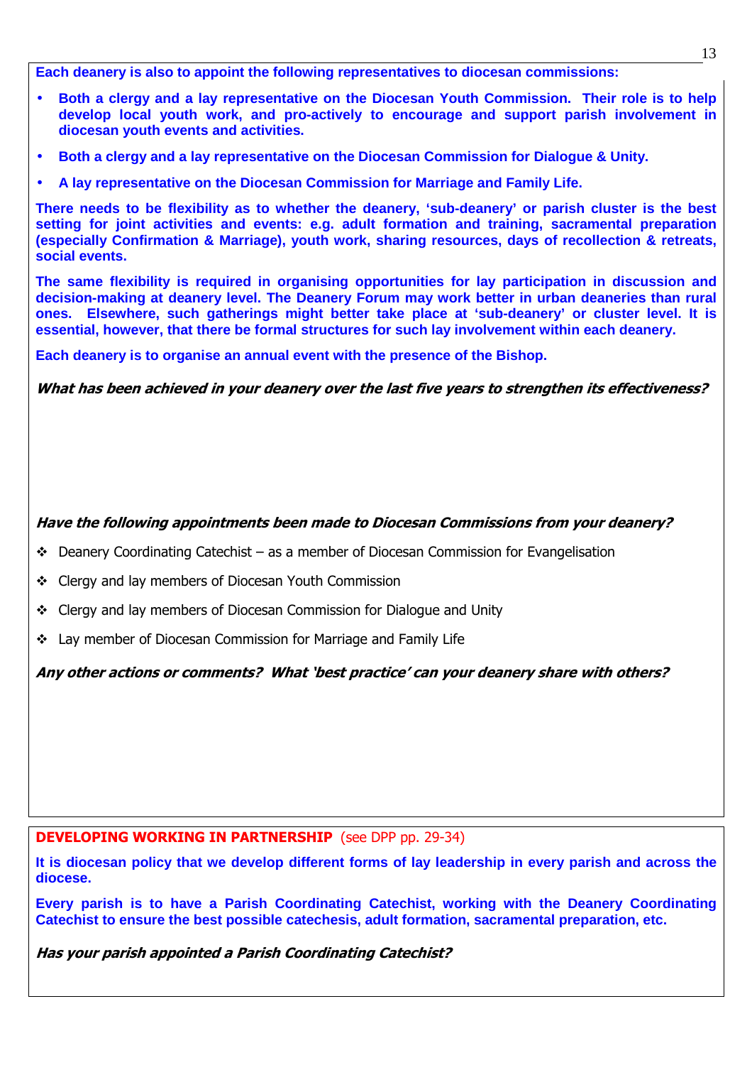**Each deanery is also to appoint the following representatives to diocesan commissions:**

- **Both a clergy and a lay representative on the Diocesan Youth Commission. Their role is to help develop local youth work, and pro-actively to encourage and support parish involvement in diocesan youth events and activities.**
- **Both a clergy and a lay representative on the Diocesan Commission for Dialogue & Unity.**
- **A lay representative on the Diocesan Commission for Marriage and Family Life.**

**There needs to be flexibility as to whether the deanery, 'sub-deanery' or parish cluster is the best setting for joint activities and events: e.g. adult formation and training, sacramental preparation (especially Confirmation & Marriage), youth work, sharing resources, days of recollection & retreats, social events.**

**The same flexibility is required in organising opportunities for lay participation in discussion and decision-making at deanery level. The Deanery Forum may work better in urban deaneries than rural ones. Elsewhere, such gatherings might better take place at 'sub-deanery' or cluster level. It is essential, however, that there be formal structures for such lay involvement within each deanery.**

**Each deanery is to organise an annual event with the presence of the Bishop.**

***What has been achieved in your deanery over the last five years to strengthen its effectiveness?***

***Have the following appointments been made to Diocesan Commissions from your deanery?***

- Deanery Coordinating Catechist – as a member of Diocesan Commission for Evangelisation
- Clergy and lay members of Diocesan Youth Commission
- Clergy and lay members of Diocesan Commission for Dialogue and Unity
- Lay member of Diocesan Commission for Marriage and Family Life

***Any other actions or comments? What 'best practice' can your deanery share with others?***

## DEVELOPING WORKING IN PARTNERSHIP (see DPP pp. 29-34)

**It is diocesan policy that we develop different forms of lay leadership in every parish and across the diocese.**

**Every parish is to have a Parish Coordinating Catechist, working with the Deanery Coordinating Catechist to ensure the best possible catechesis, adult formation, sacramental preparation, etc.**

***Has your parish appointed a Parish Coordinating Catechist?***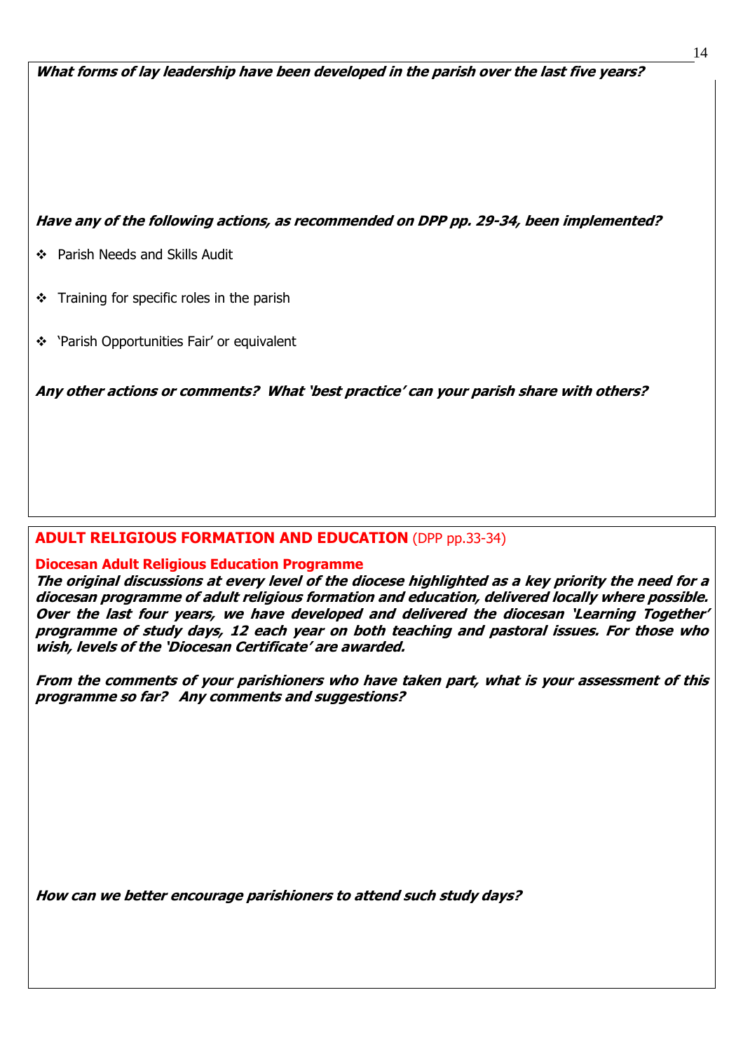***What forms of lay leadership have been developed in the parish over the last five years?***

***Have any of the following actions, as recommended on DPP pp. 29-34, been implemented?***

- Parish Needs and Skills Audit
- Training for specific roles in the parish
- 'Parish Opportunities Fair' or equivalent

***Any other actions or comments? What 'best practice' can your parish share with others?***

## ADULT RELIGIOUS FORMATION AND EDUCATION (DPP pp.33-34)

### Diocesan Adult Religious Education Programme

***The original discussions at every level of the diocese highlighted as a key priority the need for a diocesan programme of adult religious formation and education, delivered locally where possible. Over the last four years, we have developed and delivered the diocesan 'Learning Together' programme of study days, 12 each year on both teaching and pastoral issues. For those who wish, levels of the 'Diocesan Certificate' are awarded.***

***From the comments of your parishioners who have taken part, what is your assessment of this programme so far? Any comments and suggestions?***

***How can we better encourage parishioners to attend such study days?***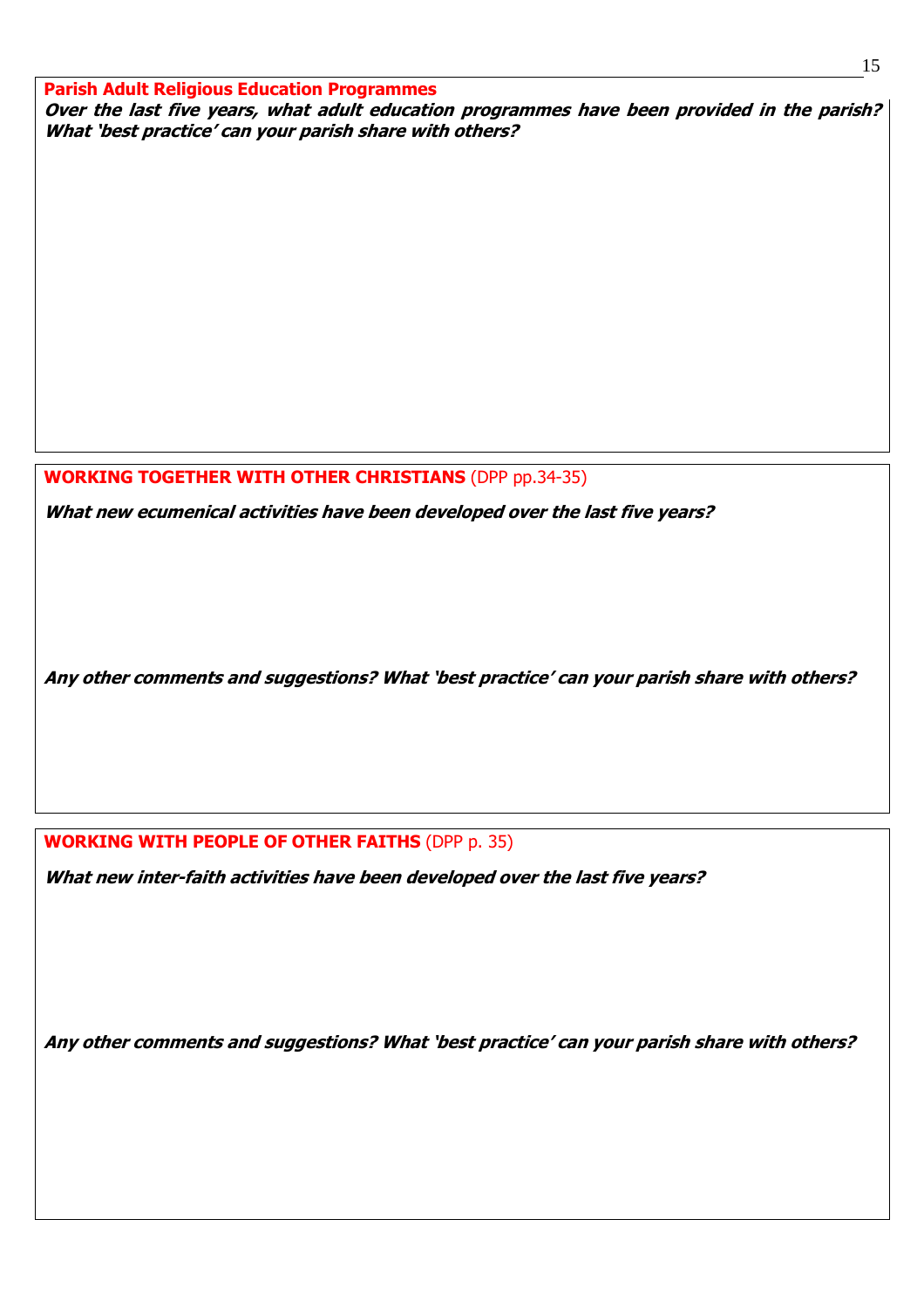## Parish Adult Religious Education Programmes

***Over the last five years, what adult education programmes have been provided in the parish? What 'best practice' can your parish share with others?***

## WORKING TOGETHER WITH OTHER CHRISTIANS (DPP pp.34-35)

***What new ecumenical activities have been developed over the last five years?***

***Any other comments and suggestions? What 'best practice' can your parish share with others?***

## WORKING WITH PEOPLE OF OTHER FAITHS (DPP p. 35)

***What new inter-faith activities have been developed over the last five years?***

***Any other comments and suggestions? What 'best practice' can your parish share with others?***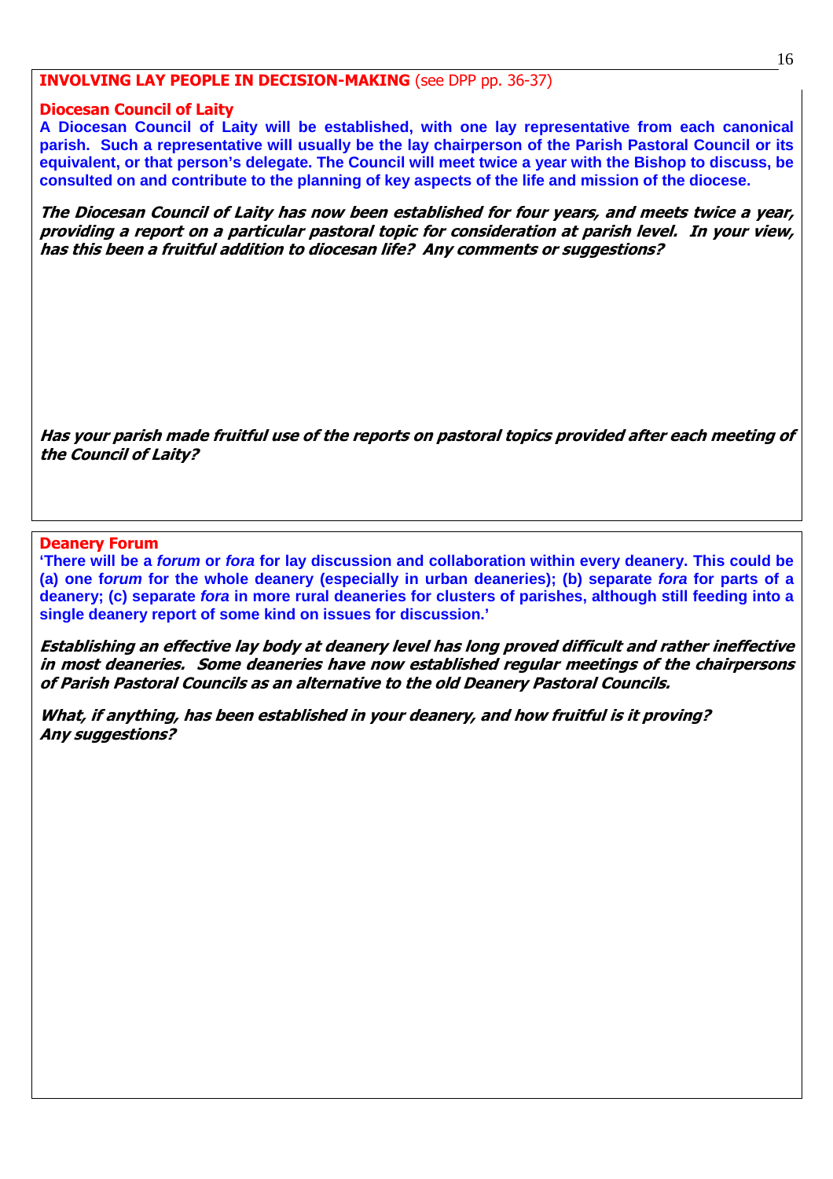## INVOLVING LAY PEOPLE IN DECISION-MAKING (see DPP pp. 36-37)

### Diocesan Council of Laity

**A Diocesan Council of Laity will be established, with one lay representative from each canonical parish. Such a representative will usually be the lay chairperson of the Parish Pastoral Council or its equivalent, or that person's delegate. The Council will meet twice a year with the Bishop to discuss, be consulted on and contribute to the planning of key aspects of the life and mission of the diocese.**

***The Diocesan Council of Laity has now been established for four years, and meets twice a year, providing a report on a particular pastoral topic for consideration at parish level. In your view, has this been a fruitful addition to diocesan life? Any comments or suggestions?***

***Has your parish made fruitful use of the reports on pastoral topics provided after each meeting of the Council of Laity?***

### Deanery Forum

**'There will be a *forum* or *fora* for lay discussion and collaboration within every deanery. This could be (a) one f*orum* for the whole deanery (especially in urban deaneries); (b) separate *fora* for parts of a deanery; (c) separate *fora* in more rural deaneries for clusters of parishes, although still feeding into a single deanery report of some kind on issues for discussion.'**

***Establishing an effective lay body at deanery level has long proved difficult and rather ineffective in most deaneries. Some deaneries have now established regular meetings of the chairpersons of Parish Pastoral Councils as an alternative to the old Deanery Pastoral Councils.***

***What, if anything, has been established in your deanery, and how fruitful is it proving? Any suggestions?***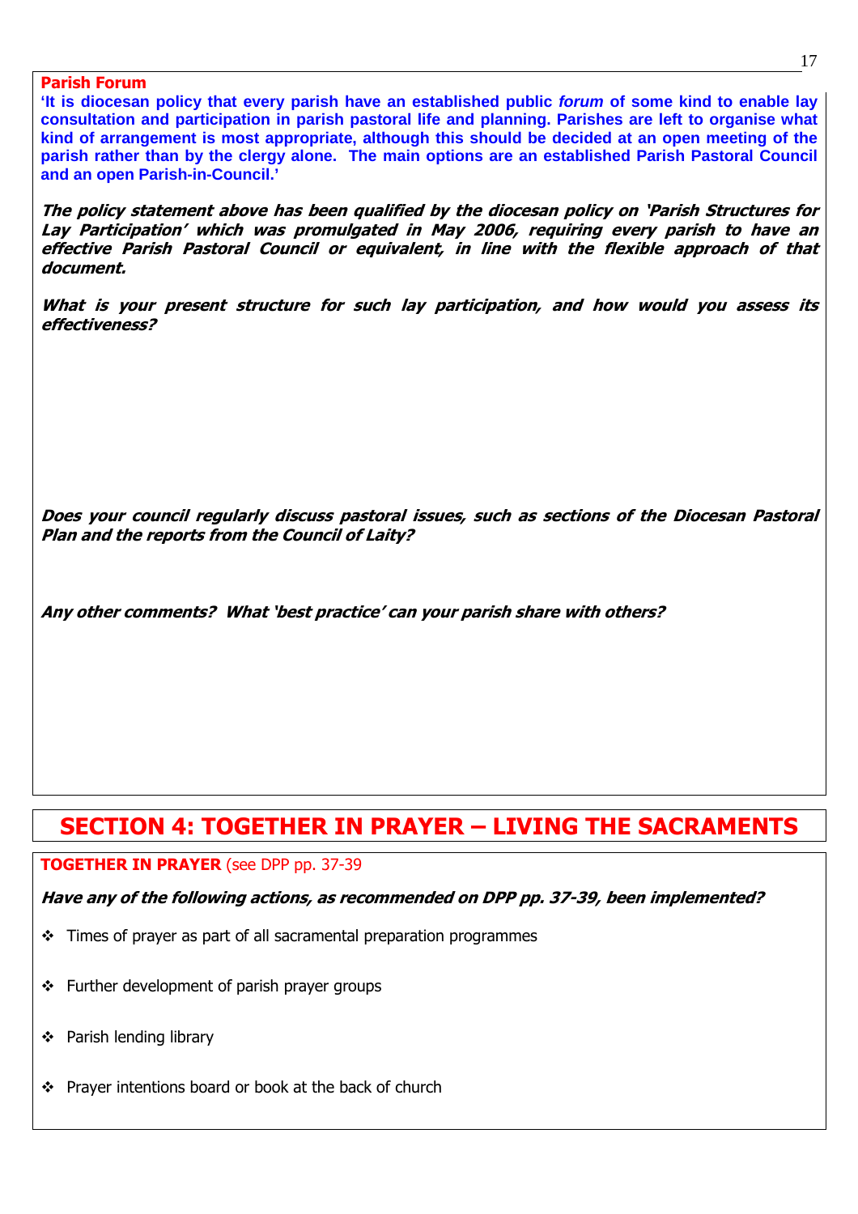### Parish Forum

**'It is diocesan policy that every parish have an established public *forum* of some kind to enable lay consultation and participation in parish pastoral life and planning. Parishes are left to organise what kind of arrangement is most appropriate, although this should be decided at an open meeting of the parish rather than by the clergy alone. The main options are an established Parish Pastoral Council and an open Parish-in-Council.'**

***The policy statement above has been qualified by the diocesan policy on 'Parish Structures for Lay Participation' which was promulgated in May 2006, requiring every parish to have an effective Parish Pastoral Council or equivalent, in line with the flexible approach of that document.***

***What is your present structure for such lay participation, and how would you assess its effectiveness?***

***Does your council regularly discuss pastoral issues, such as sections of the Diocesan Pastoral Plan and the reports from the Council of Laity?***

***Any other comments? What 'best practice' can your parish share with others?***

## SECTION 4: TOGETHER IN PRAYER – LIVING THE SACRAMENTS

**TOGETHER IN PRAYER** (see DPP pp. 37-39)

***Have any of the following actions, as recommended on DPP pp. 37-39, been implemented?***

- Times of prayer as part of all sacramental preparation programmes
- Further development of parish prayer groups
- Parish lending library
- Prayer intentions board or book at the back of church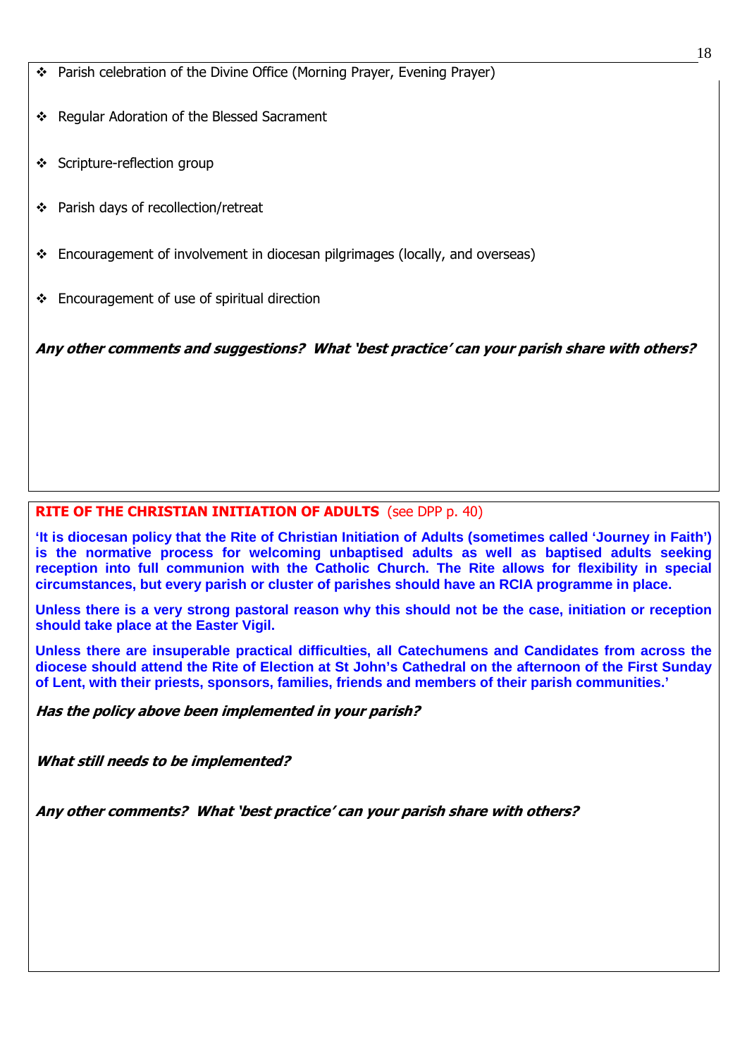- Parish celebration of the Divine Office (Morning Prayer, Evening Prayer)

- Regular Adoration of the Blessed Sacrament

- Scripture-reflection group

- Parish days of recollection/retreat

- Encouragement of involvement in diocesan pilgrimages (locally, and overseas)

- Encouragement of use of spiritual direction

***Any other comments and suggestions? What 'best practice' can your parish share with others?***

## RITE OF THE CHRISTIAN INITIATION OF ADULTS (see DPP p. 40)

**'It is diocesan policy that the Rite of Christian Initiation of Adults (sometimes called 'Journey in Faith') is the normative process for welcoming unbaptised adults as well as baptised adults seeking reception into full communion with the Catholic Church. The Rite allows for flexibility in special circumstances, but every parish or cluster of parishes should have an RCIA programme in place.**

**Unless there is a very strong pastoral reason why this should not be the case, initiation or reception should take place at the Easter Vigil.**

**Unless there are insuperable practical difficulties, all Catechumens and Candidates from across the diocese should attend the Rite of Election at St John's Cathedral on the afternoon of the First Sunday of Lent, with their priests, sponsors, families, friends and members of their parish communities.'**

***Has the policy above been implemented in your parish?***

***What still needs to be implemented?***

***Any other comments? What 'best practice' can your parish share with others?***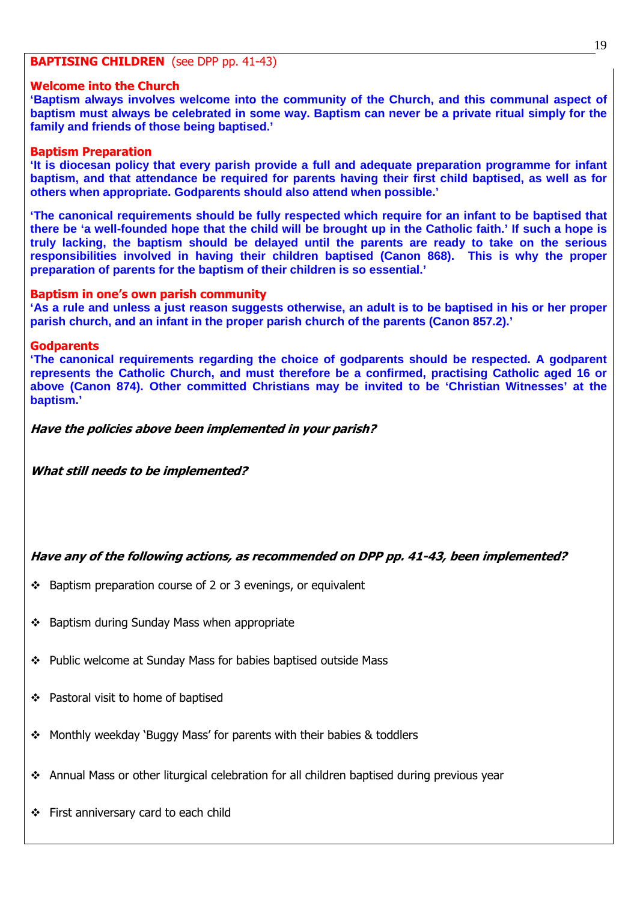## BAPTISING CHILDREN (see DPP pp. 41-43)

### Welcome into the Church

**'Baptism always involves welcome into the community of the Church, and this communal aspect of baptism must always be celebrated in some way. Baptism can never be a private ritual simply for the family and friends of those being baptised.'**

### Baptism Preparation

**'It is diocesan policy that every parish provide a full and adequate preparation programme for infant baptism, and that attendance be required for parents having their first child baptised, as well as for others when appropriate. Godparents should also attend when possible.'**

**'The canonical requirements should be fully respected which require for an infant to be baptised that there be 'a well-founded hope that the child will be brought up in the Catholic faith.' If such a hope is truly lacking, the baptism should be delayed until the parents are ready to take on the serious responsibilities involved in having their children baptised (Canon 868). This is why the proper preparation of parents for the baptism of their children is so essential.'**

### Baptism in one's own parish community

**'As a rule and unless a just reason suggests otherwise, an adult is to be baptised in his or her proper parish church, and an infant in the proper parish church of the parents (Canon 857.2).'**

### Godparents

**'The canonical requirements regarding the choice of godparents should be respected. A godparent represents the Catholic Church, and must therefore be a confirmed, practising Catholic aged 16 or above (Canon 874). Other committed Christians may be invited to be 'Christian Witnesses' at the baptism.'**

***Have the policies above been implemented in your parish?***

***What still needs to be implemented?***

***Have any of the following actions, as recommended on DPP pp. 41-43, been implemented?***

- Baptism preparation course of 2 or 3 evenings, or equivalent
- Baptism during Sunday Mass when appropriate
- Public welcome at Sunday Mass for babies baptised outside Mass
- Pastoral visit to home of baptised
- Monthly weekday 'Buggy Mass' for parents with their babies & toddlers
- Annual Mass or other liturgical celebration for all children baptised during previous year
- First anniversary card to each child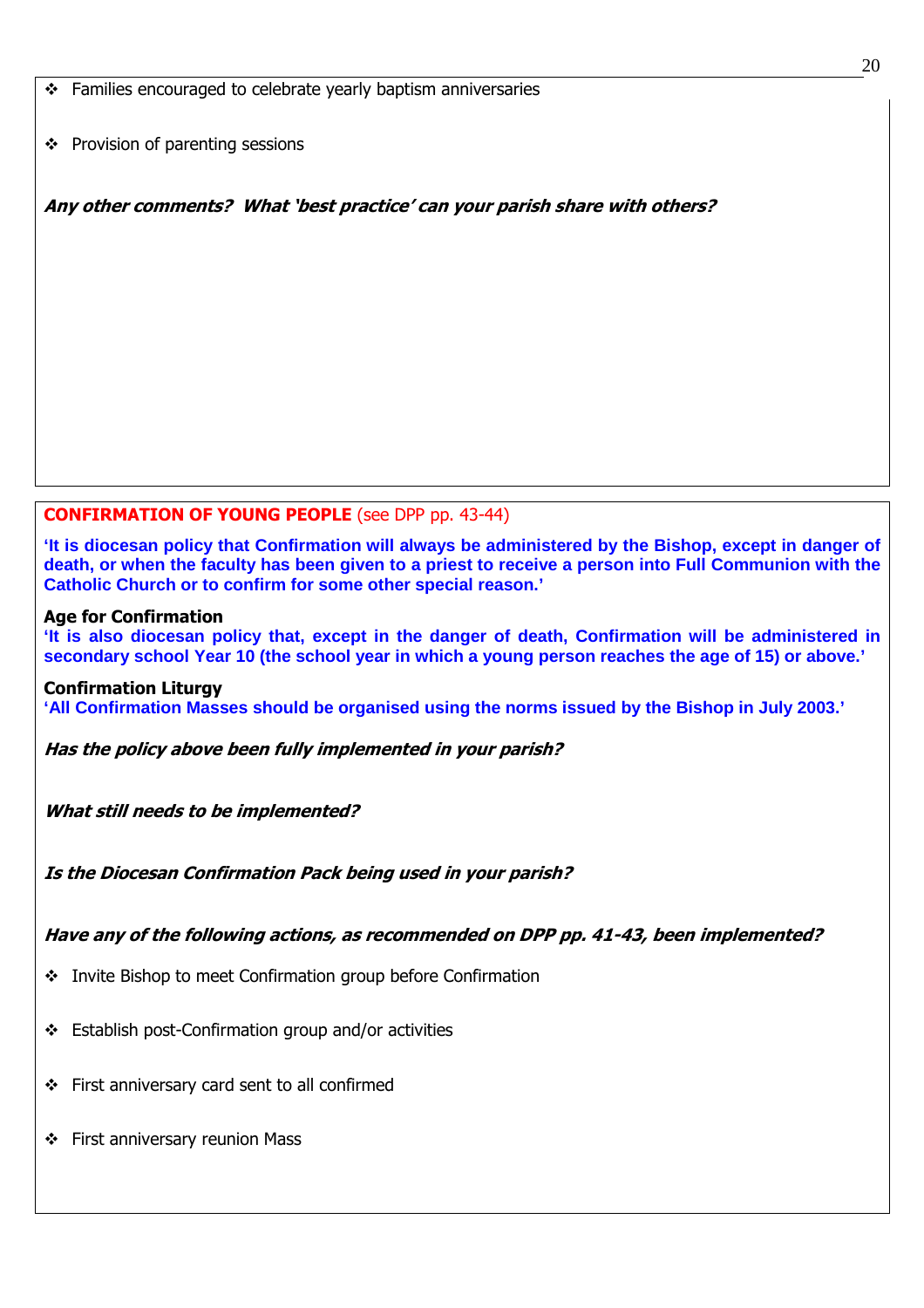- Families encouraged to celebrate yearly baptism anniversaries

- Provision of parenting sessions

***Any other comments? What 'best practice' can your parish share with others?***

## CONFIRMATION OF YOUNG PEOPLE (see DPP pp. 43-44)

**'It is diocesan policy that Confirmation will always be administered by the Bishop, except in danger of death, or when the faculty has been given to a priest to receive a person into Full Communion with the Catholic Church or to confirm for some other special reason.'**

### Age for Confirmation

**'It is also diocesan policy that, except in the danger of death, Confirmation will be administered in secondary school Year 10 (the school year in which a young person reaches the age of 15) or above.'**

### Confirmation Liturgy

**'All Confirmation Masses should be organised using the norms issued by the Bishop in July 2003.'**

***Has the policy above been fully implemented in your parish?***

***What still needs to be implemented?***

***Is the Diocesan Confirmation Pack being used in your parish?***

***Have any of the following actions, as recommended on DPP pp. 41-43, been implemented?***

- Invite Bishop to meet Confirmation group before Confirmation

- Establish post-Confirmation group and/or activities

- First anniversary card sent to all confirmed

- First anniversary reunion Mass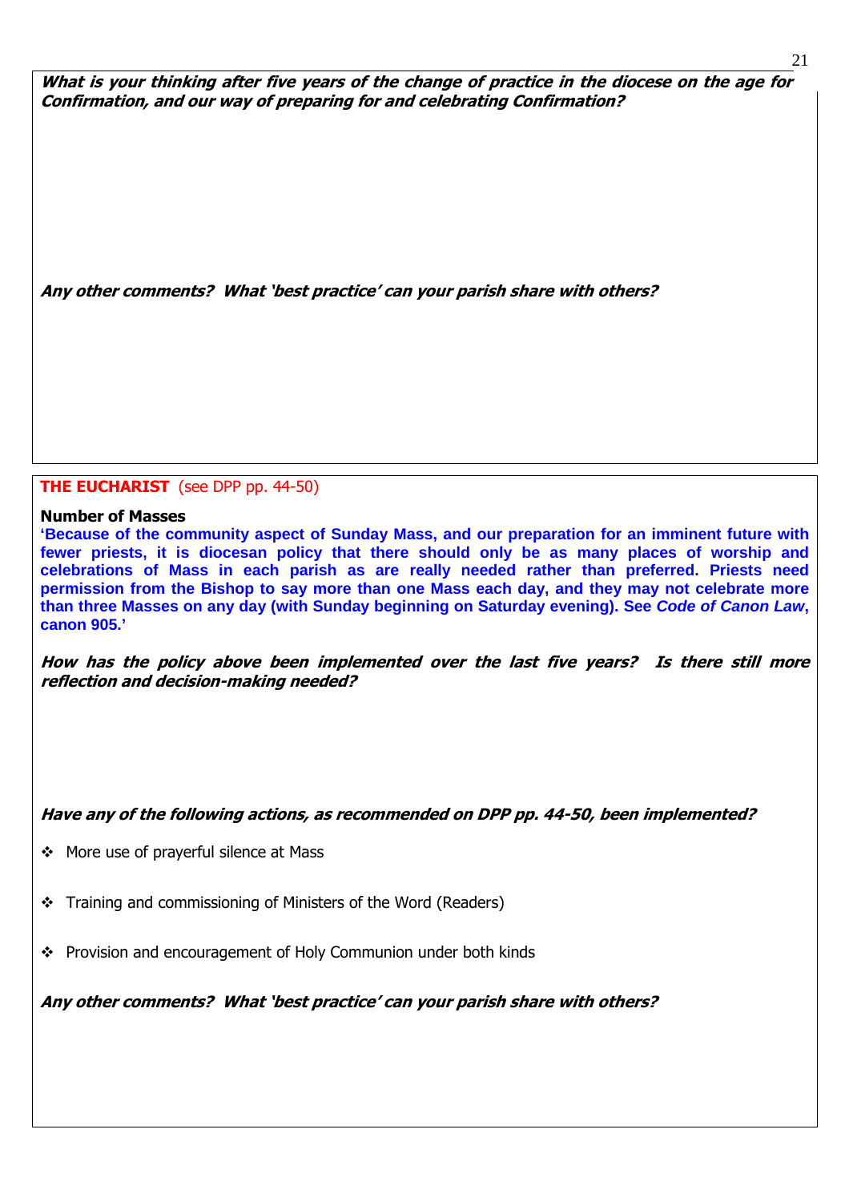***What is your thinking after five years of the change of practice in the diocese on the age for Confirmation, and our way of preparing for and celebrating Confirmation?***

***Any other comments? What 'best practice' can your parish share with others?***

## THE EUCHARIST (see DPP pp. 44-50)

**Number of Masses**

**'Because of the community aspect of Sunday Mass, and our preparation for an imminent future with fewer priests, it is diocesan policy that there should only be as many places of worship and celebrations of Mass in each parish as are really needed rather than preferred. Priests need permission from the Bishop to say more than one Mass each day, and they may not celebrate more than three Masses on any day (with Sunday beginning on Saturday evening). See *Code of Canon Law*, canon 905.'**

***How has the policy above been implemented over the last five years? Is there still more reflection and decision-making needed?***

***Have any of the following actions, as recommended on DPP pp. 44-50, been implemented?***

- More use of prayerful silence at Mass
- Training and commissioning of Ministers of the Word (Readers)
- Provision and encouragement of Holy Communion under both kinds

***Any other comments? What 'best practice' can your parish share with others?***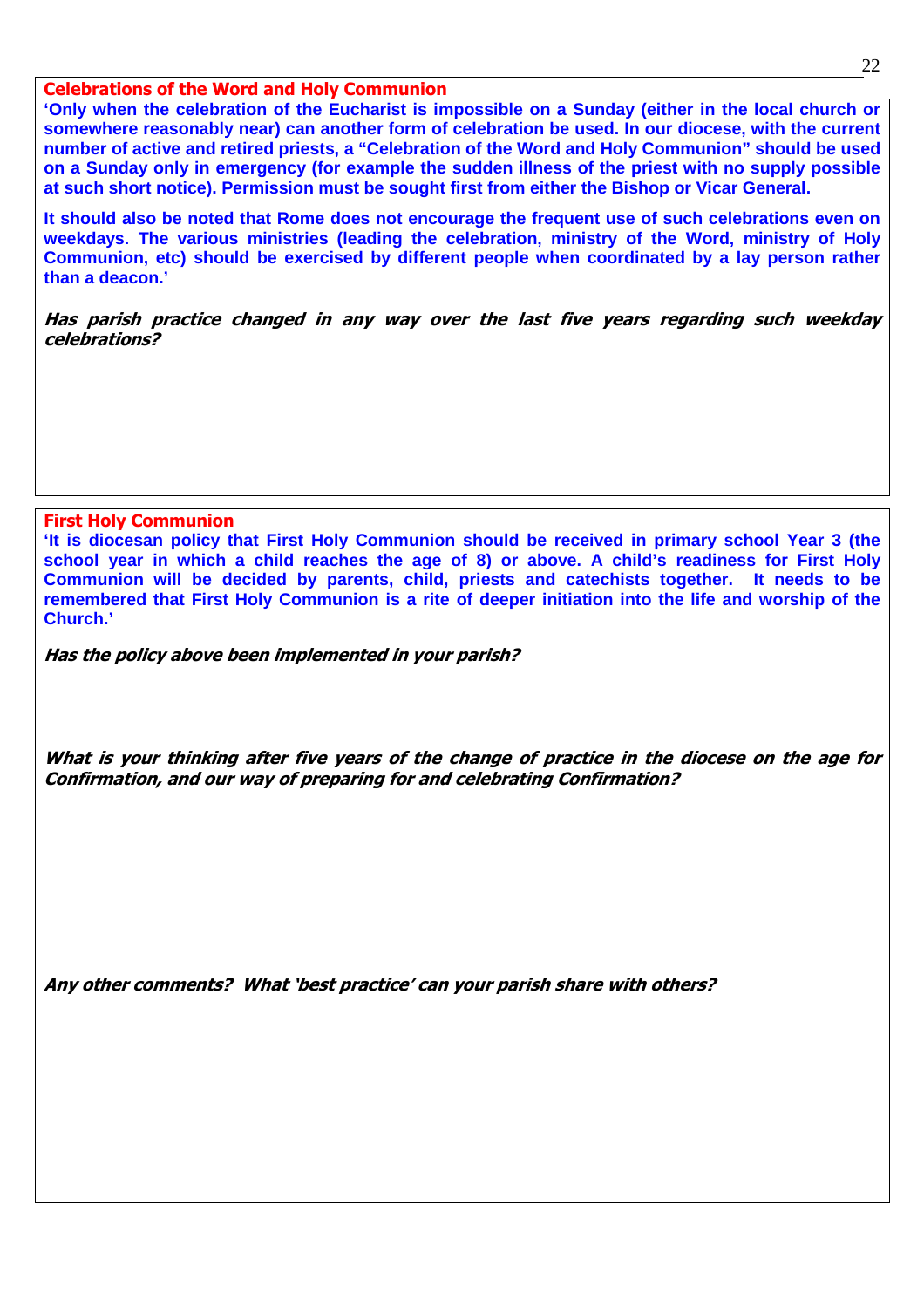## Celebrations of the Word and Holy Communion

**'Only when the celebration of the Eucharist is impossible on a Sunday (either in the local church or somewhere reasonably near) can another form of celebration be used. In our diocese, with the current number of active and retired priests, a "Celebration of the Word and Holy Communion" should be used on a Sunday only in emergency (for example the sudden illness of the priest with no supply possible at such short notice). Permission must be sought first from either the Bishop or Vicar General.**

**It should also be noted that Rome does not encourage the frequent use of such celebrations even on weekdays. The various ministries (leading the celebration, ministry of the Word, ministry of Holy Communion, etc) should be exercised by different people when coordinated by a lay person rather than a deacon.'**

***Has parish practice changed in any way over the last five years regarding such weekday celebrations?***

## First Holy Communion

**'It is diocesan policy that First Holy Communion should be received in primary school Year 3 (the school year in which a child reaches the age of 8) or above. A child's readiness for First Holy Communion will be decided by parents, child, priests and catechists together. It needs to be remembered that First Holy Communion is a rite of deeper initiation into the life and worship of the Church.'**

***Has the policy above been implemented in your parish?***

***What is your thinking after five years of the change of practice in the diocese on the age for Confirmation, and our way of preparing for and celebrating Confirmation?***

***Any other comments? What 'best practice' can your parish share with others?***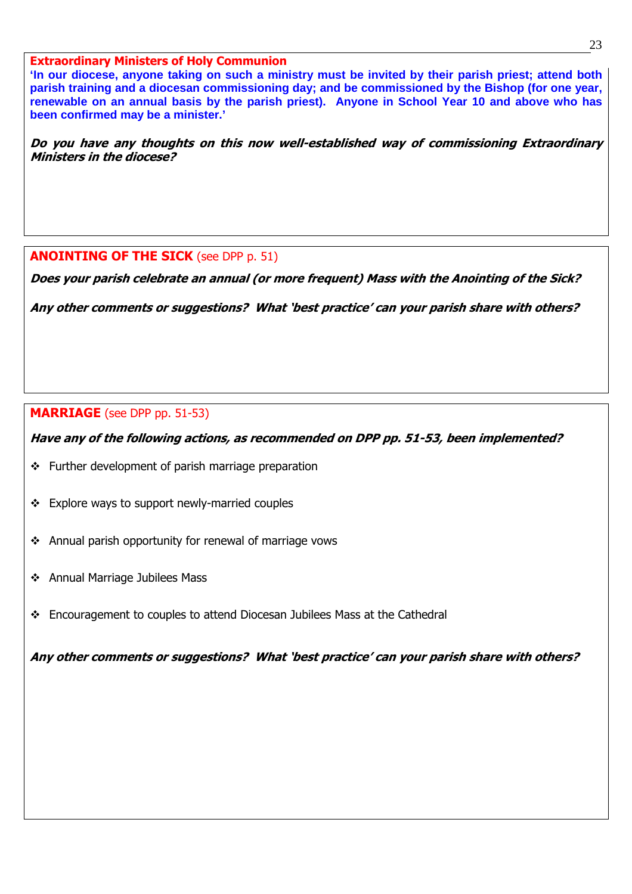### Extraordinary Ministers of Holy Communion

**'In our diocese, anyone taking on such a ministry must be invited by their parish priest; attend both parish training and a diocesan commissioning day; and be commissioned by the Bishop (for one year, renewable on an annual basis by the parish priest). Anyone in School Year 10 and above who has been confirmed may be a minister.'**

***Do you have any thoughts on this now well-established way of commissioning Extraordinary Ministers in the diocese?***

## ANOINTING OF THE SICK (see DPP p. 51)

***Does your parish celebrate an annual (or more frequent) Mass with the Anointing of the Sick?***

***Any other comments or suggestions? What 'best practice' can your parish share with others?***

## MARRIAGE (see DPP pp. 51-53)

***Have any of the following actions, as recommended on DPP pp. 51-53, been implemented?***

- Further development of parish marriage preparation
- Explore ways to support newly-married couples
- Annual parish opportunity for renewal of marriage vows
- Annual Marriage Jubilees Mass
- Encouragement to couples to attend Diocesan Jubilees Mass at the Cathedral

***Any other comments or suggestions? What 'best practice' can your parish share with others?***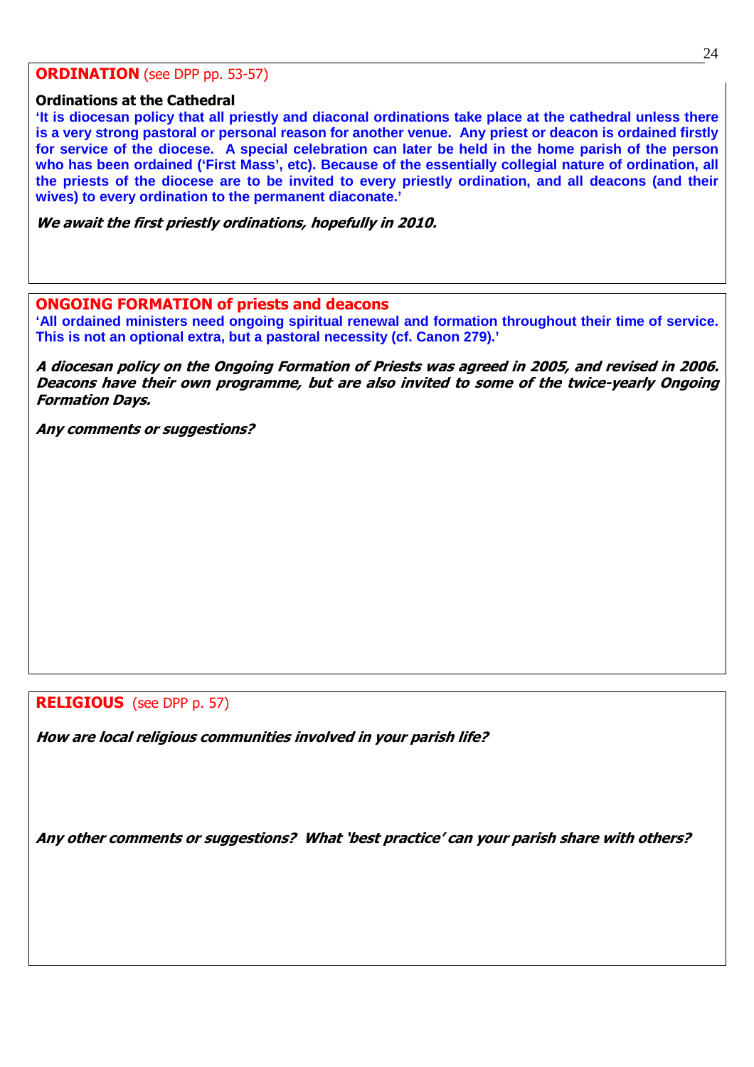## **ORDINATION** (see DPP pp. 53-57)

### Ordinations at the Cathedral

**'It is diocesan policy that all priestly and diaconal ordinations take place at the cathedral unless there is a very strong pastoral or personal reason for another venue. Any priest or deacon is ordained firstly for service of the diocese. A special celebration can later be held in the home parish of the person who has been ordained ('First Mass', etc). Because of the essentially collegial nature of ordination, all the priests of the diocese are to be invited to every priestly ordination, and all deacons (and their wives) to every ordination to the permanent diaconate.'**

***We await the first priestly ordinations, hopefully in 2010.***

## **ONGOING FORMATION of priests and deacons**

**'All ordained ministers need ongoing spiritual renewal and formation throughout their time of service. This is not an optional extra, but a pastoral necessity (cf. Canon 279).'**

***A diocesan policy on the Ongoing Formation of Priests was agreed in 2005, and revised in 2006. Deacons have their own programme, but are also invited to some of the twice-yearly Ongoing Formation Days.***

***Any comments or suggestions?***

## **RELIGIOUS** (see DPP p. 57)

***How are local religious communities involved in your parish life?***

***Any other comments or suggestions? What 'best practice' can your parish share with others?***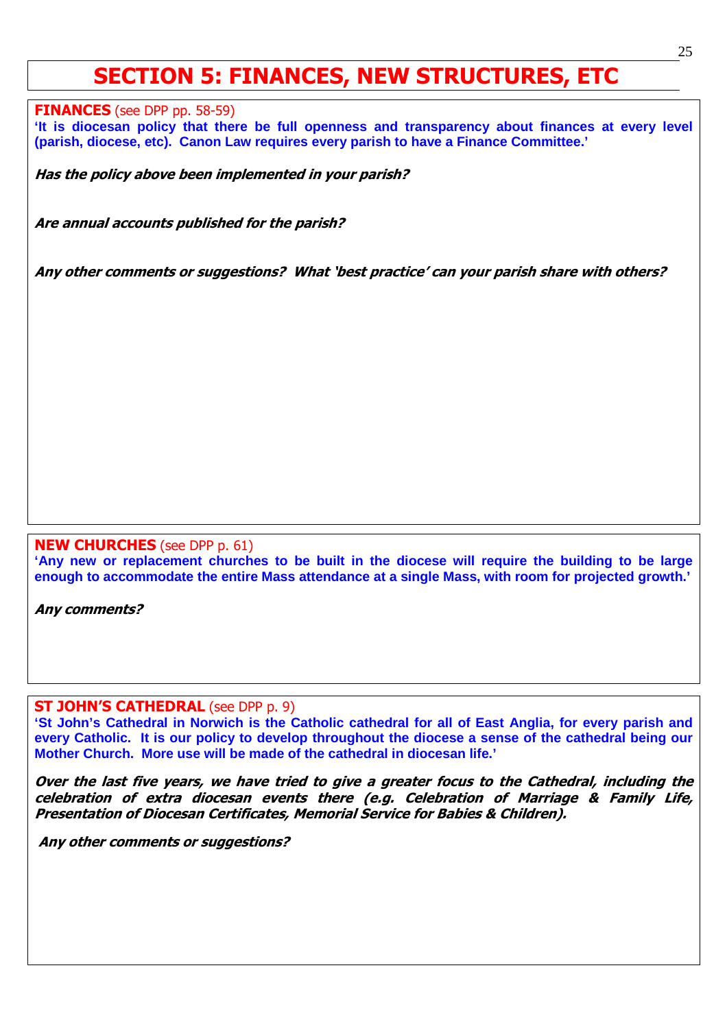# SECTION 5: FINANCES, NEW STRUCTURES, ETC

## FINANCES (see DPP pp. 58-59)

**'It is diocesan policy that there be full openness and transparency about finances at every level (parish, diocese, etc). Canon Law requires every parish to have a Finance Committee.'**

***Has the policy above been implemented in your parish?***

***Are annual accounts published for the parish?***

***Any other comments or suggestions? What 'best practice' can your parish share with others?***

## NEW CHURCHES (see DPP p. 61)

**'Any new or replacement churches to be built in the diocese will require the building to be large enough to accommodate the entire Mass attendance at a single Mass, with room for projected growth.'**

***Any comments?***

## ST JOHN'S CATHEDRAL (see DPP p. 9)

**'St John's Cathedral in Norwich is the Catholic cathedral for all of East Anglia, for every parish and every Catholic. It is our policy to develop throughout the diocese a sense of the cathedral being our Mother Church. More use will be made of the cathedral in diocesan life.'**

***Over the last five years, we have tried to give a greater focus to the Cathedral, including the celebration of extra diocesan events there (e.g. Celebration of Marriage & Family Life, Presentation of Diocesan Certificates, Memorial Service for Babies & Children).***

***Any other comments or suggestions?***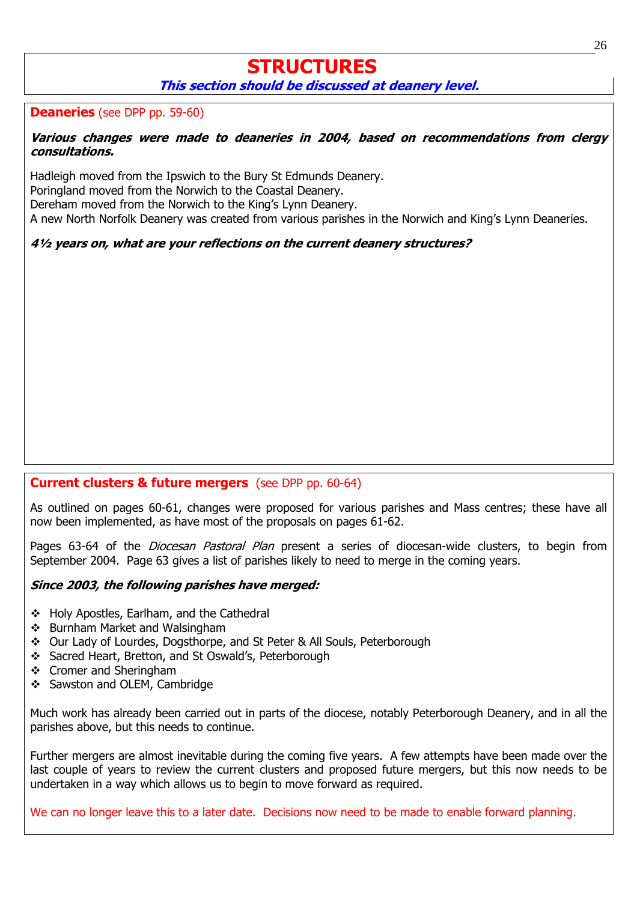# STRUCTURES

***This section should be discussed at deanery level.***

## Deaneries (see DPP pp. 59-60)

***Various changes were made to deaneries in 2004, based on recommendations from clergy consultations.***

Hadleigh moved from the Ipswich to the Bury St Edmunds Deanery.
Poringland moved from the Norwich to the Coastal Deanery.
Dereham moved from the Norwich to the King's Lynn Deanery.
A new North Norfolk Deanery was created from various parishes in the Norwich and King's Lynn Deaneries.

***4½ years on, what are your reflections on the current deanery structures?***

## Current clusters & future mergers (see DPP pp. 60-64)

As outlined on pages 60-61, changes were proposed for various parishes and Mass centres; these have all now been implemented, as have most of the proposals on pages 61-62.

Pages 63-64 of the *Diocesan Pastoral Plan* present a series of diocesan-wide clusters, to begin from September 2004. Page 63 gives a list of parishes likely to need to merge in the coming years.

***Since 2003, the following parishes have merged:***

- Holy Apostles, Earlham, and the Cathedral
- Burnham Market and Walsingham
- Our Lady of Lourdes, Dogsthorpe, and St Peter & All Souls, Peterborough
- Sacred Heart, Bretton, and St Oswald's, Peterborough
- Cromer and Sheringham
- Sawston and OLEM, Cambridge

Much work has already been carried out in parts of the diocese, notably Peterborough Deanery, and in all the parishes above, but this needs to continue.

Further mergers are almost inevitable during the coming five years. A few attempts have been made over the last couple of years to review the current clusters and proposed future mergers, but this now needs to be undertaken in a way which allows us to begin to move forward as required.

We can no longer leave this to a later date. Decisions now need to be made to enable forward planning.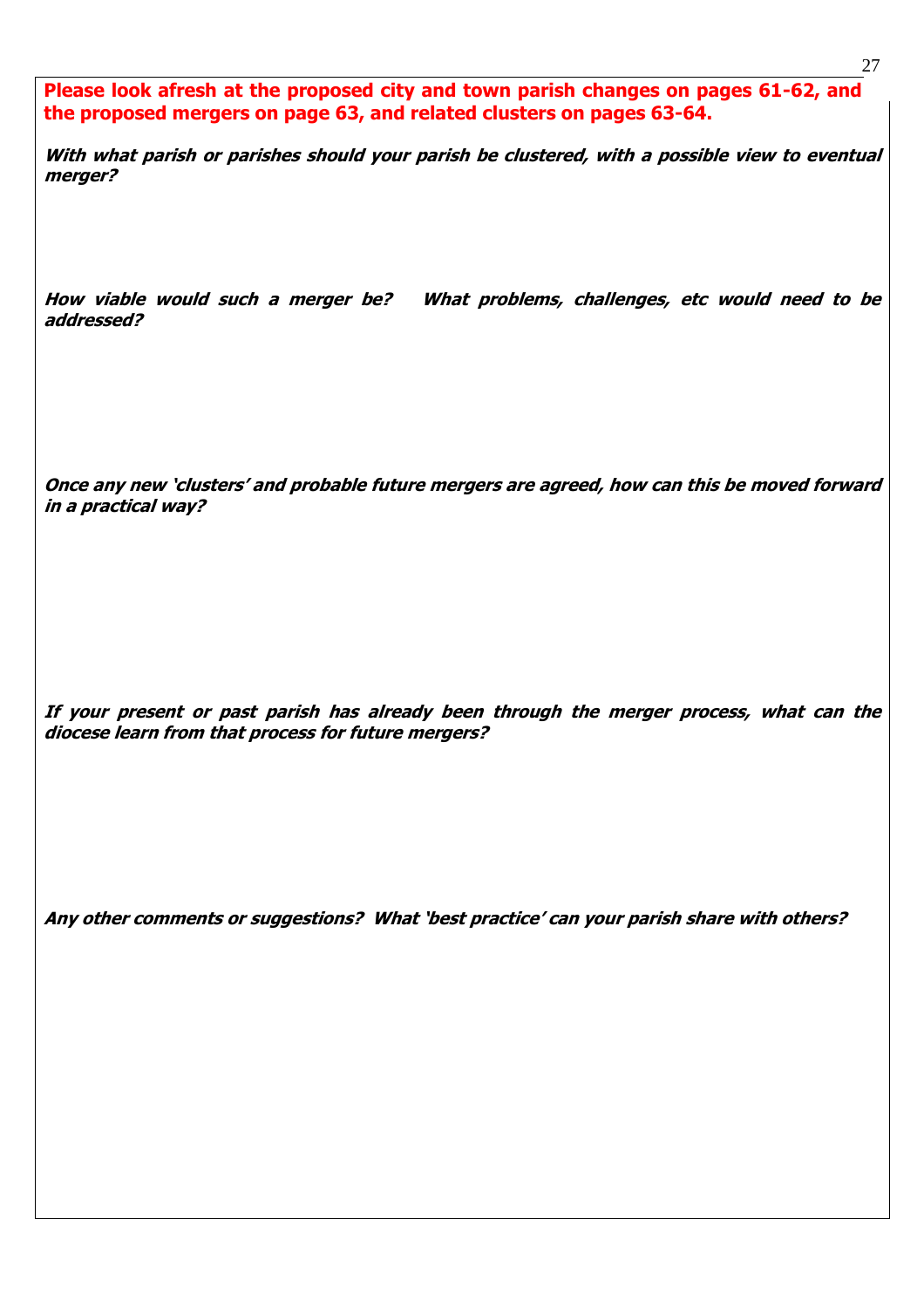**Please look afresh at the proposed city and town parish changes on pages 61-62, and the proposed mergers on page 63, and related clusters on pages 63-64.**

***With what parish or parishes should your parish be clustered, with a possible view to eventual merger?***

***How viable would such a merger be? What problems, challenges, etc would need to be addressed?***

***Once any new 'clusters' and probable future mergers are agreed, how can this be moved forward in a practical way?***

***If your present or past parish has already been through the merger process, what can the diocese learn from that process for future mergers?***

***Any other comments or suggestions? What 'best practice' can your parish share with others?***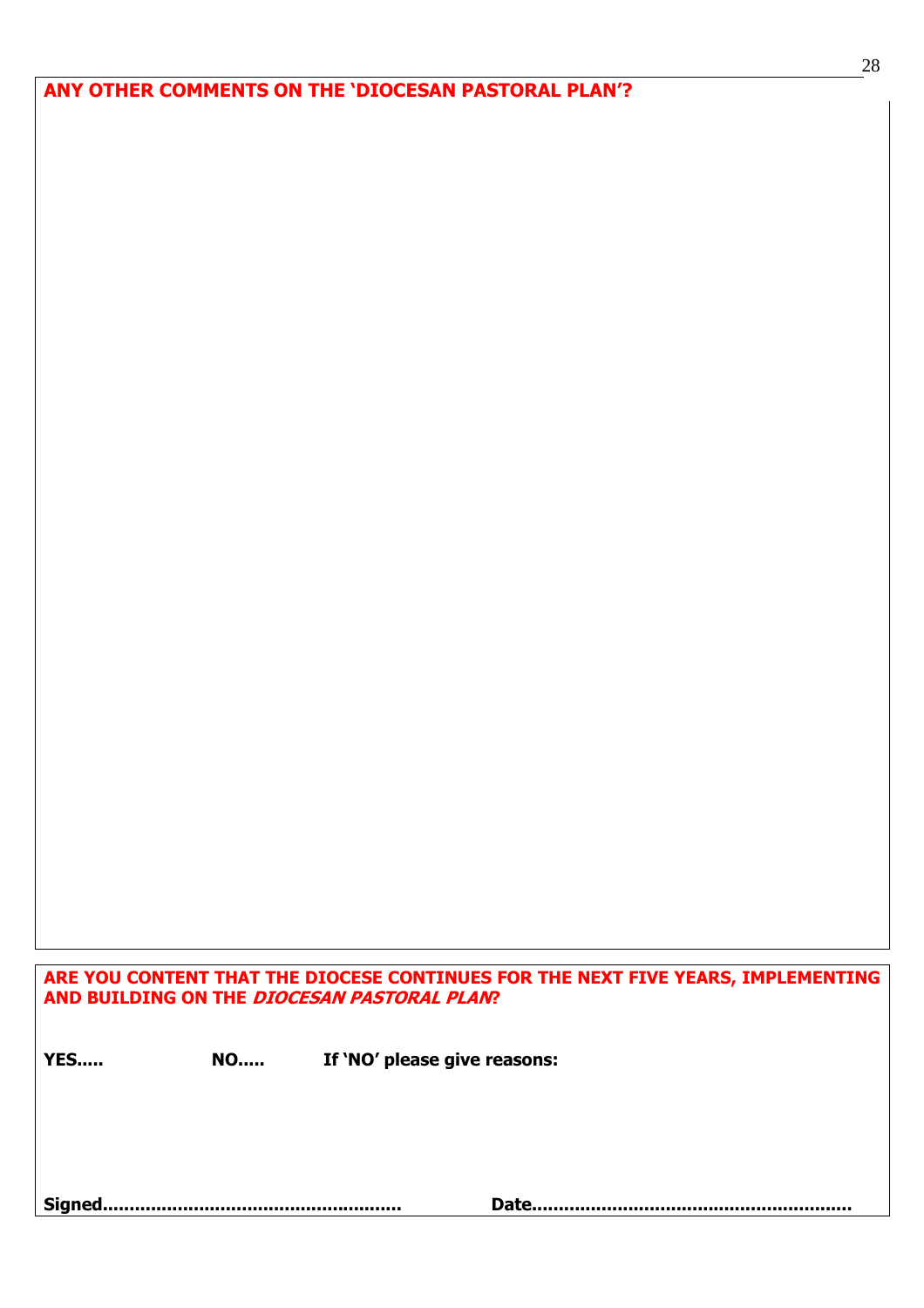**ANY OTHER COMMENTS ON THE 'DIOCESAN PASTORAL PLAN'?**

**ARE YOU CONTENT THAT THE DIOCESE CONTINUES FOR THE NEXT FIVE YEARS, IMPLEMENTING AND BUILDING ON THE *DIOCESAN PASTORAL PLAN*?**

**YES.....** **NO.....** **If 'NO' please give reasons:**

**Signed.......................................................** **Date..........................................................**